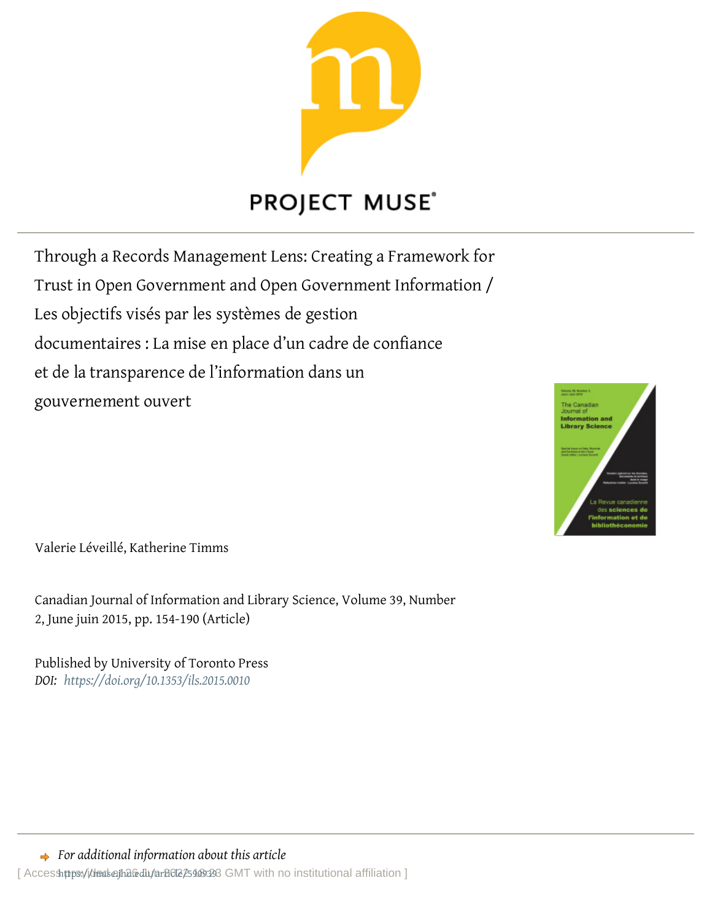PROJECT MUSE®

# Through a Records Management Lens: Creating a Framework for Trust in Open Government and Open Government Information / Les objectifs visés par les systèmes de gestion documentaires : La mise en place d'un cadre de confiance et de la transparence de l'information dans un gouvernement ouvert

Valerie Léveillé, Katherine Timms

Canadian Journal of Information and Library Science, Volume 39, Number 2, June juin 2015, pp. 154-190 (Article)

Published by University of Toronto Press

*DOI: https://doi.org/10.1353/ils.2015.0010*

*For additional information about this article*

https://muse.jhu.edu/article/590939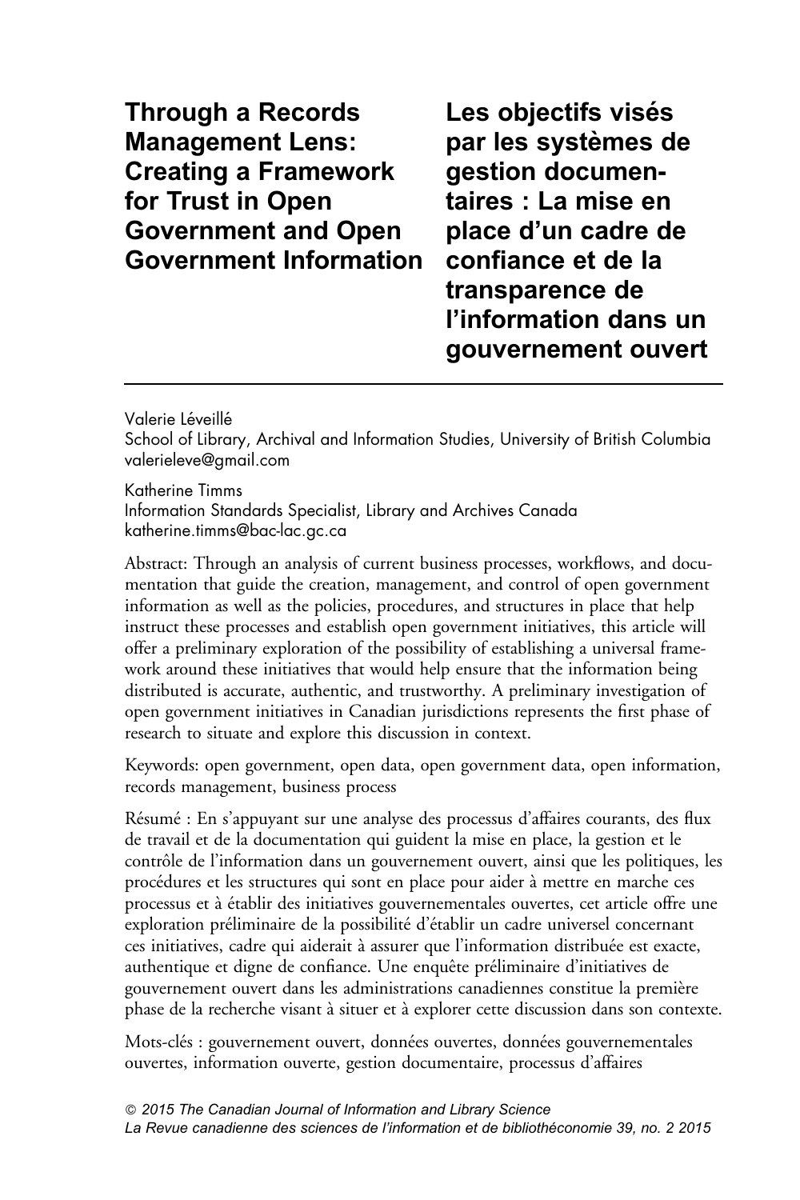# Through a Records Management Lens: Creating a Framework for Trust in Open Government and Open Government Information

# Les objectifs visés par les systèmes de gestion documentaires : La mise en place d'un cadre de confiance et de la transparence de l'information dans un gouvernement ouvert

Valerie Léveillé
School of Library, Archival and Information Studies, University of British Columbia
valerieleve@gmail.com

Katherine Timms
Information Standards Specialist, Library and Archives Canada
katherine.timms@bac-lac.gc.ca

Abstract: Through an analysis of current business processes, workflows, and documentation that guide the creation, management, and control of open government information as well as the policies, procedures, and structures in place that help instruct these processes and establish open government initiatives, this article will offer a preliminary exploration of the possibility of establishing a universal framework around these initiatives that would help ensure that the information being distributed is accurate, authentic, and trustworthy. A preliminary investigation of open government initiatives in Canadian jurisdictions represents the first phase of research to situate and explore this discussion in context.

Keywords: open government, open data, open government data, open information, records management, business process

Résumé : En s'appuyant sur une analyse des processus d'affaires courants, des flux de travail et de la documentation qui guident la mise en place, la gestion et le contrôle de l'information dans un gouvernement ouvert, ainsi que les politiques, les procédures et les structures qui sont en place pour aider à mettre en marche ces processus et à établir des initiatives gouvernementales ouvertes, cet article offre une exploration préliminaire de la possibilité d'établir un cadre universel concernant ces initiatives, cadre qui aiderait à assurer que l'information distribuée est exacte, authentique et digne de confiance. Une enquête préliminaire d'initiatives de gouvernement ouvert dans les administrations canadiennes constitue la première phase de la recherche visant à situer et à explorer cette discussion dans son contexte.

Mots-clés : gouvernement ouvert, données ouvertes, données gouvernementales ouvertes, information ouverte, gestion documentaire, processus d'affaires

© 2015 The Canadian Journal of Information and Library Science
La Revue canadienne des sciences de l'information et de bibliothéconomie 39, no. 2 2015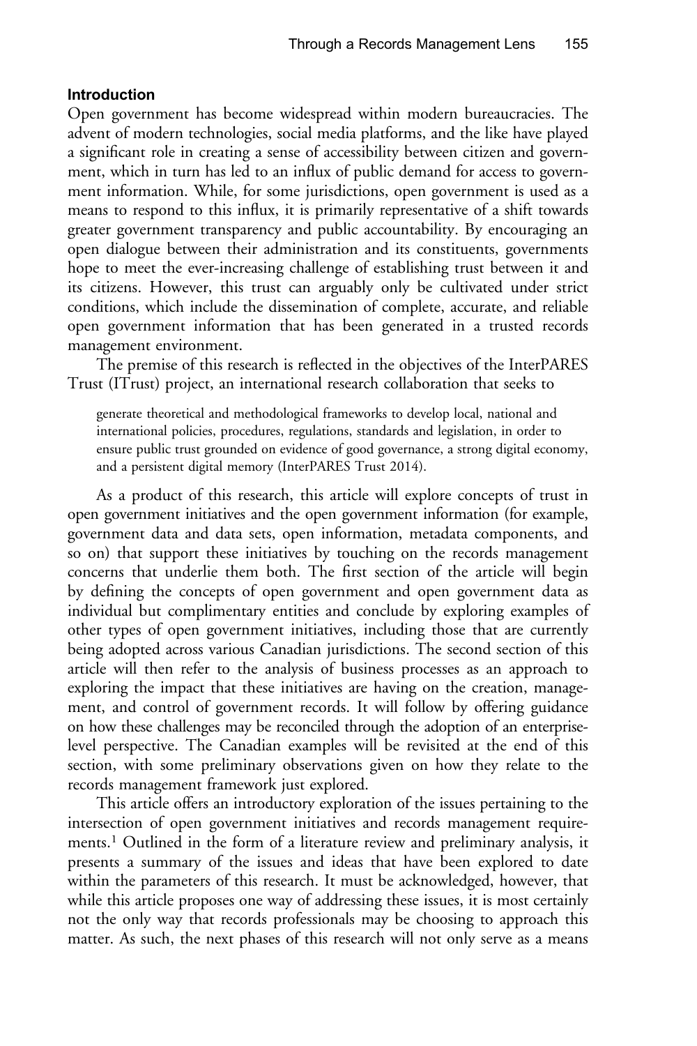## Introduction

Open government has become widespread within modern bureaucracies. The advent of modern technologies, social media platforms, and the like have played a significant role in creating a sense of accessibility between citizen and government, which in turn has led to an influx of public demand for access to government information. While, for some jurisdictions, open government is used as a means to respond to this influx, it is primarily representative of a shift towards greater government transparency and public accountability. By encouraging an open dialogue between their administration and its constituents, governments hope to meet the ever-increasing challenge of establishing trust between it and its citizens. However, this trust can arguably only be cultivated under strict conditions, which include the dissemination of complete, accurate, and reliable open government information that has been generated in a trusted records management environment.

The premise of this research is reflected in the objectives of the InterPARES Trust (ITrust) project, an international research collaboration that seeks to

> generate theoretical and methodological frameworks to develop local, national and international policies, procedures, regulations, standards and legislation, in order to ensure public trust grounded on evidence of good governance, a strong digital economy, and a persistent digital memory (InterPARES Trust 2014).

As a product of this research, this article will explore concepts of trust in open government initiatives and the open government information (for example, government data and data sets, open information, metadata components, and so on) that support these initiatives by touching on the records management concerns that underlie them both. The first section of the article will begin by defining the concepts of open government and open government data as individual but complimentary entities and conclude by exploring examples of other types of open government initiatives, including those that are currently being adopted across various Canadian jurisdictions. The second section of this article will then refer to the analysis of business processes as an approach to exploring the impact that these initiatives are having on the creation, management, and control of government records. It will follow by offering guidance on how these challenges may be reconciled through the adoption of an enterprise-level perspective. The Canadian examples will be revisited at the end of this section, with some preliminary observations given on how they relate to the records management framework just explored.

This article offers an introductory exploration of the issues pertaining to the intersection of open government initiatives and records management requirements.[1] Outlined in the form of a literature review and preliminary analysis, it presents a summary of the issues and ideas that have been explored to date within the parameters of this research. It must be acknowledged, however, that while this article proposes one way of addressing these issues, it is most certainly not the only way that records professionals may be choosing to approach this matter. As such, the next phases of this research will not only serve as a means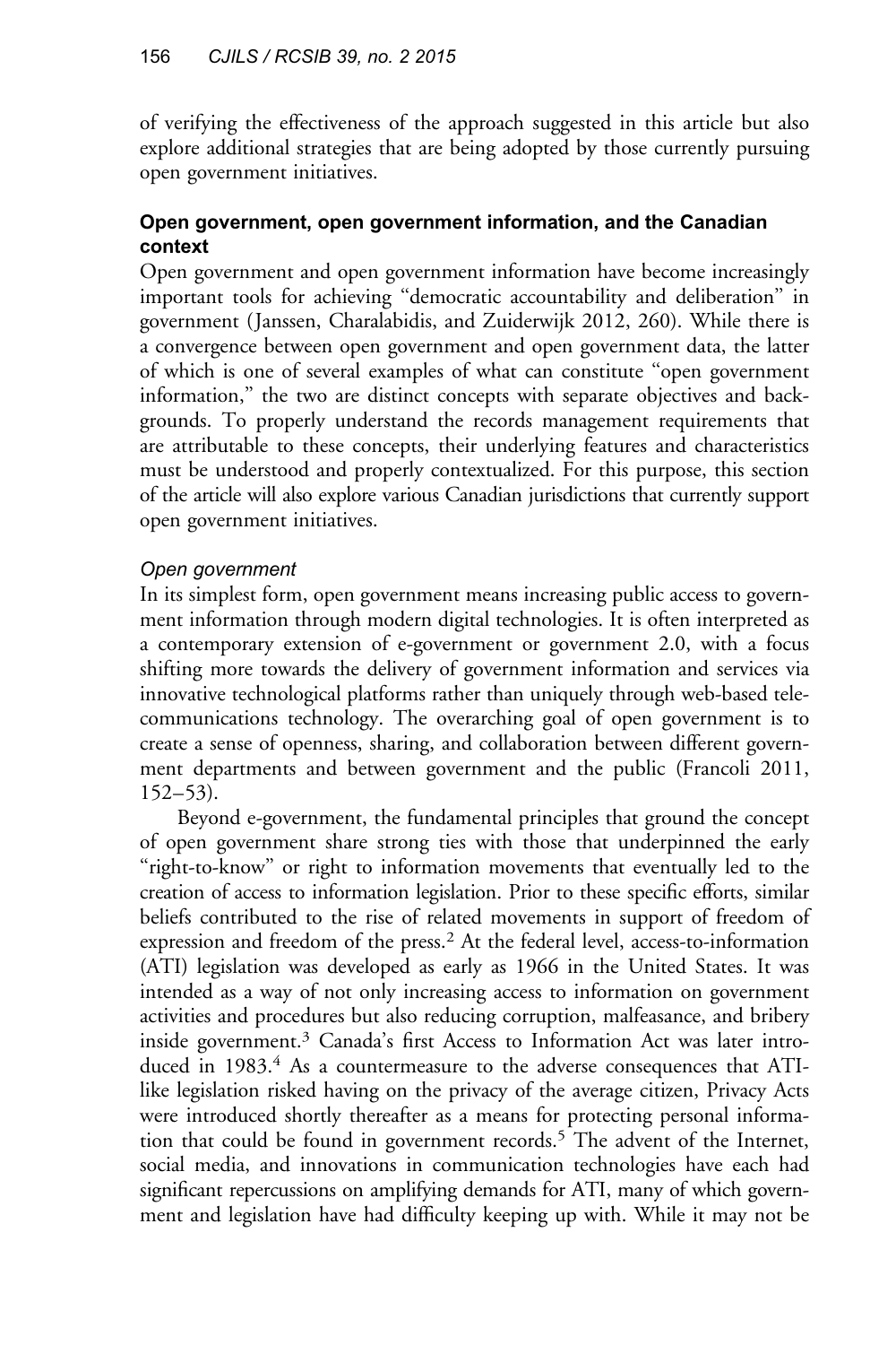of verifying the effectiveness of the approach suggested in this article but also explore additional strategies that are being adopted by those currently pursuing open government initiatives.

### Open government, open government information, and the Canadian context

Open government and open government information have become increasingly important tools for achieving "democratic accountability and deliberation" in government (Janssen, Charalabidis, and Zuiderwijk 2012, 260). While there is a convergence between open government and open government data, the latter of which is one of several examples of what can constitute "open government information," the two are distinct concepts with separate objectives and backgrounds. To properly understand the records management requirements that are attributable to these concepts, their underlying features and characteristics must be understood and properly contextualized. For this purpose, this section of the article will also explore various Canadian jurisdictions that currently support open government initiatives.

#### *Open government*

In its simplest form, open government means increasing public access to government information through modern digital technologies. It is often interpreted as a contemporary extension of e-government or government 2.0, with a focus shifting more towards the delivery of government information and services via innovative technological platforms rather than uniquely through web-based telecommunications technology. The overarching goal of open government is to create a sense of openness, sharing, and collaboration between different government departments and between government and the public (Francoli 2011, 152–53).

Beyond e-government, the fundamental principles that ground the concept of open government share strong ties with those that underpinned the early "right-to-know" or right to information movements that eventually led to the creation of access to information legislation. Prior to these specific efforts, similar beliefs contributed to the rise of related movements in support of freedom of expression and freedom of the press.[2] At the federal level, access-to-information (ATI) legislation was developed as early as 1966 in the United States. It was intended as a way of not only increasing access to information on government activities and procedures but also reducing corruption, malfeasance, and bribery inside government.[3] Canada's first Access to Information Act was later introduced in 1983.[4] As a countermeasure to the adverse consequences that ATI-like legislation risked having on the privacy of the average citizen, Privacy Acts were introduced shortly thereafter as a means for protecting personal information that could be found in government records.[5] The advent of the Internet, social media, and innovations in communication technologies have each had significant repercussions on amplifying demands for ATI, many of which government and legislation have had difficulty keeping up with. While it may not be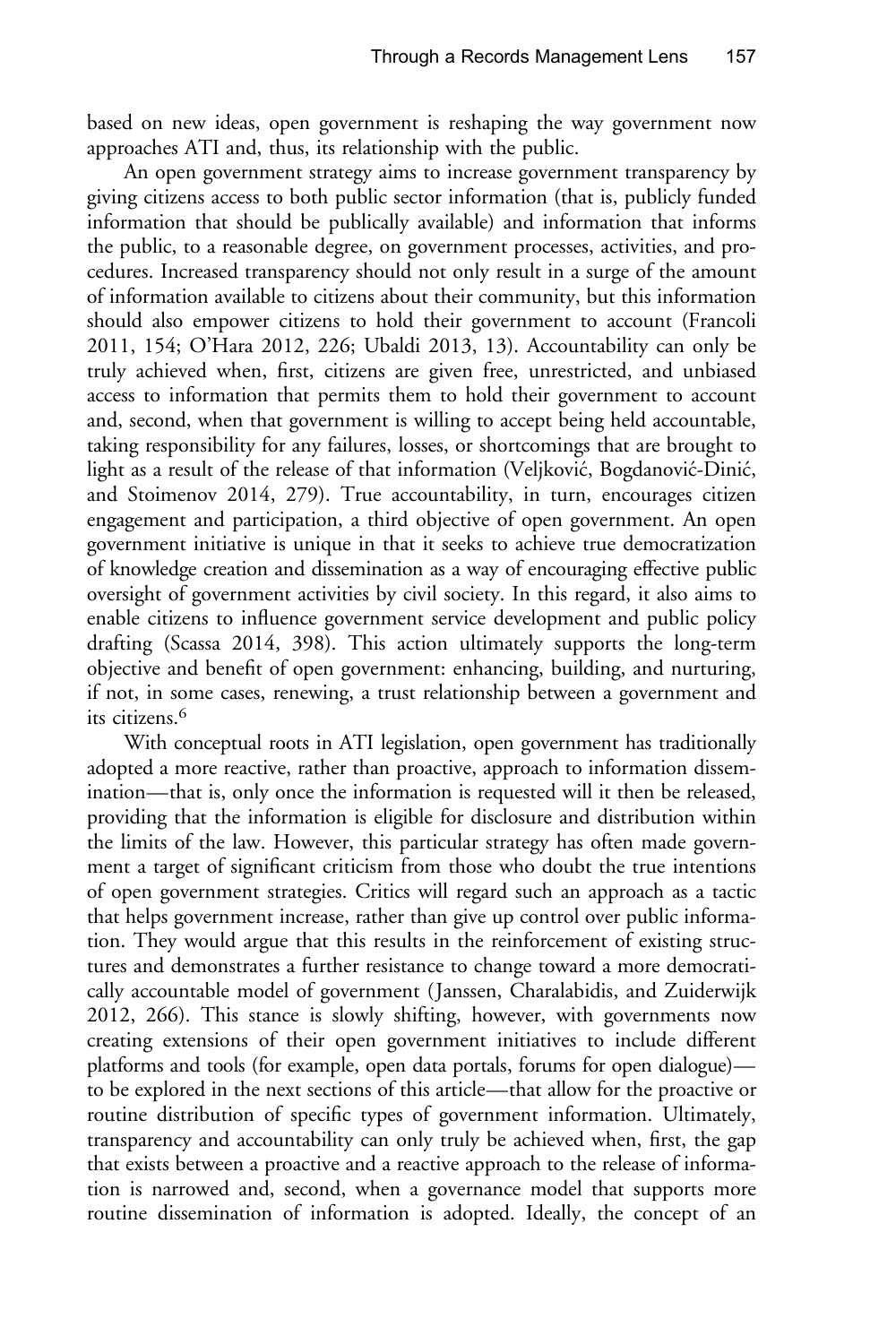based on new ideas, open government is reshaping the way government now approaches ATI and, thus, its relationship with the public.

An open government strategy aims to increase government transparency by giving citizens access to both public sector information (that is, publicly funded information that should be publically available) and information that informs the public, to a reasonable degree, on government processes, activities, and procedures. Increased transparency should not only result in a surge of the amount of information available to citizens about their community, but this information should also empower citizens to hold their government to account (Francoli 2011, 154; O'Hara 2012, 226; Ubaldi 2013, 13). Accountability can only be truly achieved when, first, citizens are given free, unrestricted, and unbiased access to information that permits them to hold their government to account and, second, when that government is willing to accept being held accountable, taking responsibility for any failures, losses, or shortcomings that are brought to light as a result of the release of that information (Veljković, Bogdanović-Dinić, and Stoimenov 2014, 279). True accountability, in turn, encourages citizen engagement and participation, a third objective of open government. An open government initiative is unique in that it seeks to achieve true democratization of knowledge creation and dissemination as a way of encouraging effective public oversight of government activities by civil society. In this regard, it also aims to enable citizens to influence government service development and public policy drafting (Scassa 2014, 398). This action ultimately supports the long-term objective and benefit of open government: enhancing, building, and nurturing, if not, in some cases, renewing, a trust relationship between a government and its citizens.[6]

With conceptual roots in ATI legislation, open government has traditionally adopted a more reactive, rather than proactive, approach to information dissemination—that is, only once the information is requested will it then be released, providing that the information is eligible for disclosure and distribution within the limits of the law. However, this particular strategy has often made government a target of significant criticism from those who doubt the true intentions of open government strategies. Critics will regard such an approach as a tactic that helps government increase, rather than give up control over public information. They would argue that this results in the reinforcement of existing structures and demonstrates a further resistance to change toward a more democratically accountable model of government (Janssen, Charalabidis, and Zuiderwijk 2012, 266). This stance is slowly shifting, however, with governments now creating extensions of their open government initiatives to include different platforms and tools (for example, open data portals, forums for open dialogue)—to be explored in the next sections of this article—that allow for the proactive or routine distribution of specific types of government information. Ultimately, transparency and accountability can only truly be achieved when, first, the gap that exists between a proactive and a reactive approach to the release of information is narrowed and, second, when a governance model that supports more routine dissemination of information is adopted. Ideally, the concept of an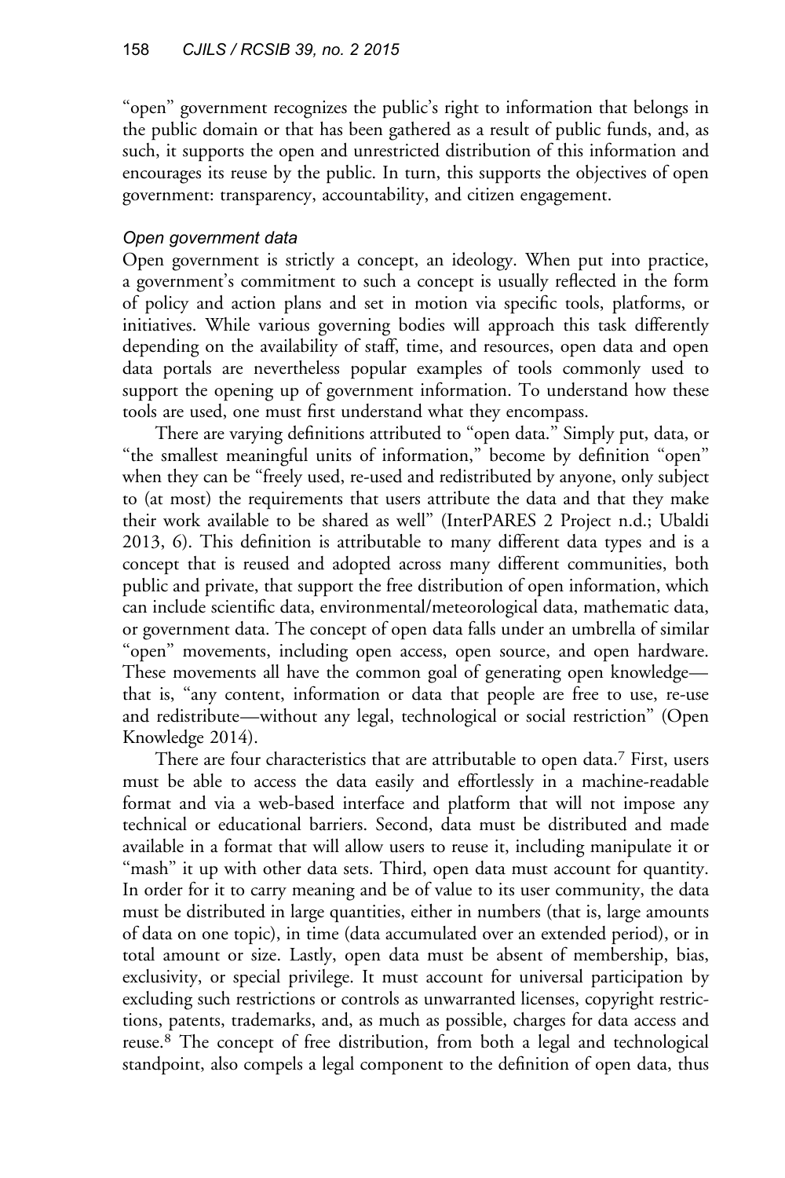"open" government recognizes the public's right to information that belongs in the public domain or that has been gathered as a result of public funds, and, as such, it supports the open and unrestricted distribution of this information and encourages its reuse by the public. In turn, this supports the objectives of open government: transparency, accountability, and citizen engagement.

### *Open government data*

Open government is strictly a concept, an ideology. When put into practice, a government's commitment to such a concept is usually reflected in the form of policy and action plans and set in motion via specific tools, platforms, or initiatives. While various governing bodies will approach this task differently depending on the availability of staff, time, and resources, open data and open data portals are nevertheless popular examples of tools commonly used to support the opening up of government information. To understand how these tools are used, one must first understand what they encompass.

There are varying definitions attributed to "open data." Simply put, data, or "the smallest meaningful units of information," become by definition "open" when they can be "freely used, re-used and redistributed by anyone, only subject to (at most) the requirements that users attribute the data and that they make their work available to be shared as well" (InterPARES 2 Project n.d.; Ubaldi 2013, 6). This definition is attributable to many different data types and is a concept that is reused and adopted across many different communities, both public and private, that support the free distribution of open information, which can include scientific data, environmental/meteorological data, mathematic data, or government data. The concept of open data falls under an umbrella of similar "open" movements, including open access, open source, and open hardware. These movements all have the common goal of generating open knowledge—that is, "any content, information or data that people are free to use, re-use and redistribute—without any legal, technological or social restriction" (Open Knowledge 2014).

There are four characteristics that are attributable to open data.[7] First, users must be able to access the data easily and effortlessly in a machine-readable format and via a web-based interface and platform that will not impose any technical or educational barriers. Second, data must be distributed and made available in a format that will allow users to reuse it, including manipulate it or "mash" it up with other data sets. Third, open data must account for quantity. In order for it to carry meaning and be of value to its user community, the data must be distributed in large quantities, either in numbers (that is, large amounts of data on one topic), in time (data accumulated over an extended period), or in total amount or size. Lastly, open data must be absent of membership, bias, exclusivity, or special privilege. It must account for universal participation by excluding such restrictions or controls as unwarranted licenses, copyright restrictions, patents, trademarks, and, as much as possible, charges for data access and reuse.[8] The concept of free distribution, from both a legal and technological standpoint, also compels a legal component to the definition of open data, thus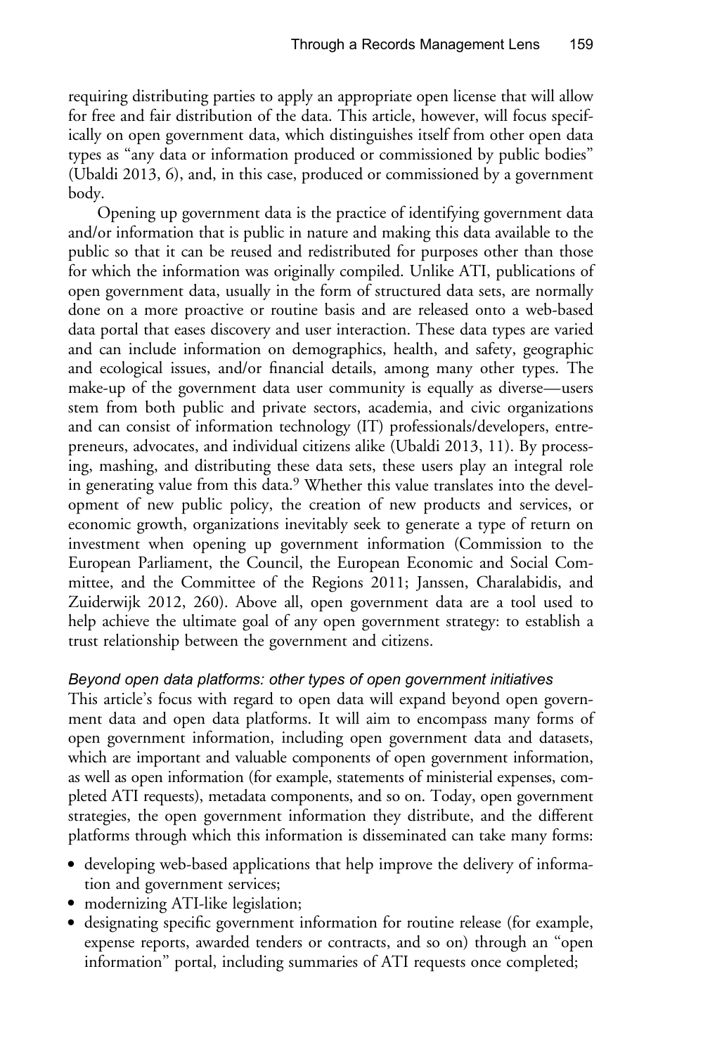requiring distributing parties to apply an appropriate open license that will allow for free and fair distribution of the data. This article, however, will focus specifically on open government data, which distinguishes itself from other open data types as "any data or information produced or commissioned by public bodies" (Ubaldi 2013, 6), and, in this case, produced or commissioned by a government body.

Opening up government data is the practice of identifying government data and/or information that is public in nature and making this data available to the public so that it can be reused and redistributed for purposes other than those for which the information was originally compiled. Unlike ATI, publications of open government data, usually in the form of structured data sets, are normally done on a more proactive or routine basis and are released onto a web-based data portal that eases discovery and user interaction. These data types are varied and can include information on demographics, health, and safety, geographic and ecological issues, and/or financial details, among many other types. The make-up of the government data user community is equally as diverse—users stem from both public and private sectors, academia, and civic organizations and can consist of information technology (IT) professionals/developers, entrepreneurs, advocates, and individual citizens alike (Ubaldi 2013, 11). By processing, mashing, and distributing these data sets, these users play an integral role in generating value from this data.[9] Whether this value translates into the development of new public policy, the creation of new products and services, or economic growth, organizations inevitably seek to generate a type of return on investment when opening up government information (Commission to the European Parliament, the Council, the European Economic and Social Committee, and the Committee of the Regions 2011; Janssen, Charalabidis, and Zuiderwijk 2012, 260). Above all, open government data are a tool used to help achieve the ultimate goal of any open government strategy: to establish a trust relationship between the government and citizens.

### *Beyond open data platforms: other types of open government initiatives*

This article's focus with regard to open data will expand beyond open government data and open data platforms. It will aim to encompass many forms of open government information, including open government data and datasets, which are important and valuable components of open government information, as well as open information (for example, statements of ministerial expenses, completed ATI requests), metadata components, and so on. Today, open government strategies, the open government information they distribute, and the different platforms through which this information is disseminated can take many forms:

- developing web-based applications that help improve the delivery of information and government services;
- modernizing ATI-like legislation;
- designating specific government information for routine release (for example, expense reports, awarded tenders or contracts, and so on) through an "open information" portal, including summaries of ATI requests once completed;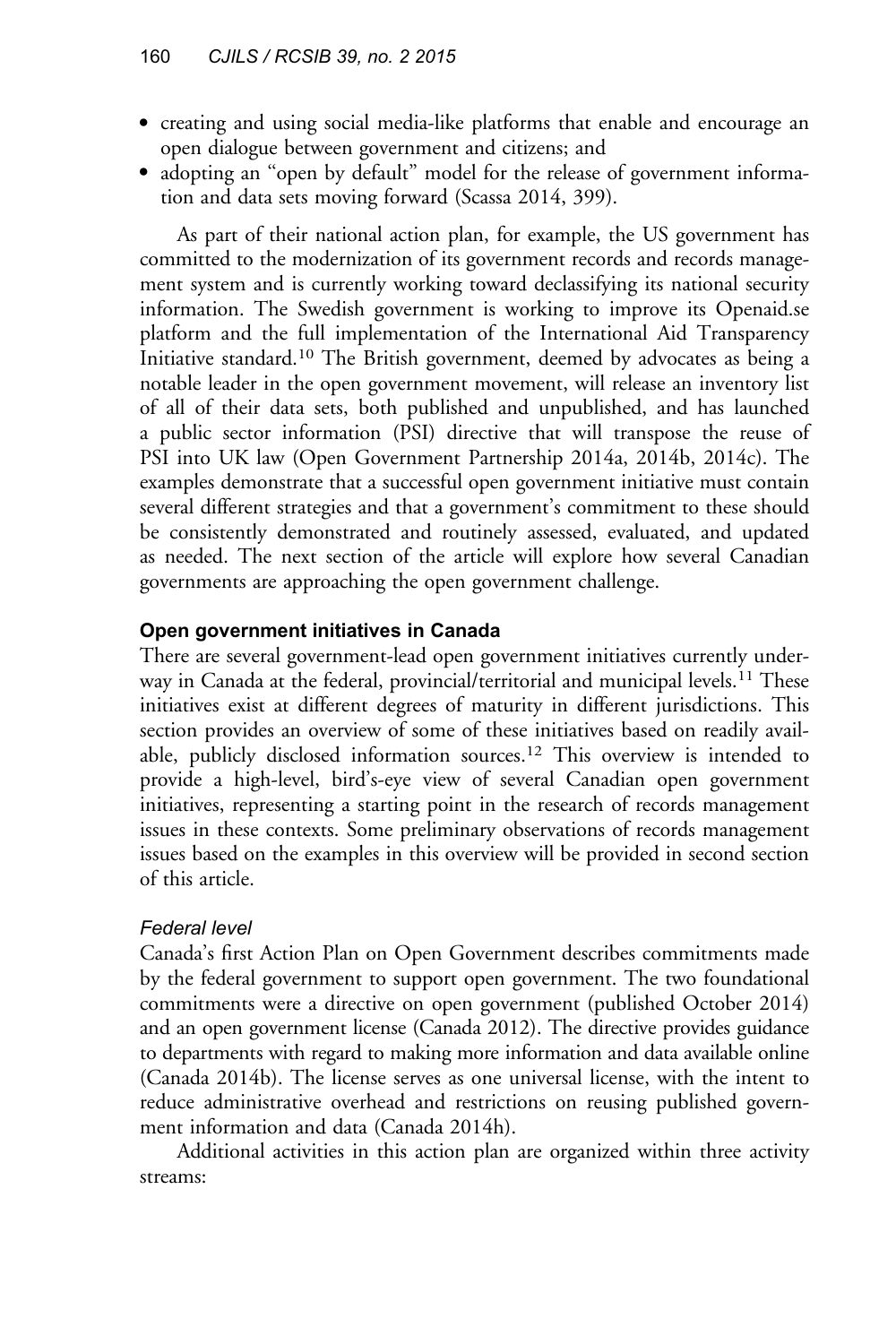- creating and using social media-like platforms that enable and encourage an open dialogue between government and citizens; and
- adopting an "open by default" model for the release of government information and data sets moving forward (Scassa 2014, 399).

As part of their national action plan, for example, the US government has committed to the modernization of its government records and records management system and is currently working toward declassifying its national security information. The Swedish government is working to improve its Openaid.se platform and the full implementation of the International Aid Transparency Initiative standard.[10] The British government, deemed by advocates as being a notable leader in the open government movement, will release an inventory list of all of their data sets, both published and unpublished, and has launched a public sector information (PSI) directive that will transpose the reuse of PSI into UK law (Open Government Partnership 2014a, 2014b, 2014c). The examples demonstrate that a successful open government initiative must contain several different strategies and that a government's commitment to these should be consistently demonstrated and routinely assessed, evaluated, and updated as needed. The next section of the article will explore how several Canadian governments are approaching the open government challenge.

### Open government initiatives in Canada

There are several government-lead open government initiatives currently underway in Canada at the federal, provincial/territorial and municipal levels.[11] These initiatives exist at different degrees of maturity in different jurisdictions. This section provides an overview of some of these initiatives based on readily available, publicly disclosed information sources.[12] This overview is intended to provide a high-level, bird's-eye view of several Canadian open government initiatives, representing a starting point in the research of records management issues in these contexts. Some preliminary observations of records management issues based on the examples in this overview will be provided in second section of this article.

#### *Federal level*

Canada's first Action Plan on Open Government describes commitments made by the federal government to support open government. The two foundational commitments were a directive on open government (published October 2014) and an open government license (Canada 2012). The directive provides guidance to departments with regard to making more information and data available online (Canada 2014b). The license serves as one universal license, with the intent to reduce administrative overhead and restrictions on reusing published government information and data (Canada 2014h).

Additional activities in this action plan are organized within three activity streams: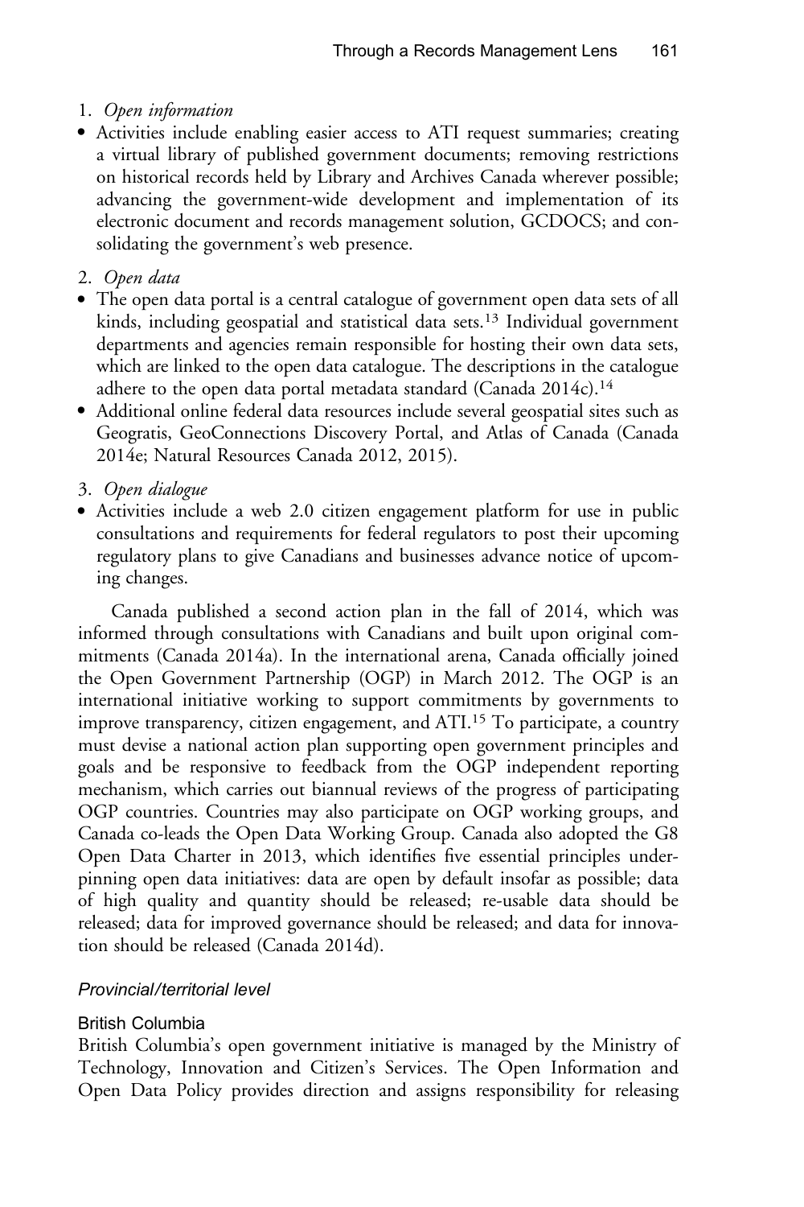1. *Open information*

- Activities include enabling easier access to ATI request summaries; creating a virtual library of published government documents; removing restrictions on historical records held by Library and Archives Canada wherever possible; advancing the government-wide development and implementation of its electronic document and records management solution, GCDOCS; and consolidating the government's web presence.

2. *Open data*

- The open data portal is a central catalogue of government open data sets of all kinds, including geospatial and statistical data sets.[13] Individual government departments and agencies remain responsible for hosting their own data sets, which are linked to the open data catalogue. The descriptions in the catalogue adhere to the open data portal metadata standard (Canada 2014c).[14]
- Additional online federal data resources include several geospatial sites such as Geogratis, GeoConnections Discovery Portal, and Atlas of Canada (Canada 2014e; Natural Resources Canada 2012, 2015).

3. *Open dialogue*

- Activities include a web 2.0 citizen engagement platform for use in public consultations and requirements for federal regulators to post their upcoming regulatory plans to give Canadians and businesses advance notice of upcoming changes.

Canada published a second action plan in the fall of 2014, which was informed through consultations with Canadians and built upon original commitments (Canada 2014a). In the international arena, Canada officially joined the Open Government Partnership (OGP) in March 2012. The OGP is an international initiative working to support commitments by governments to improve transparency, citizen engagement, and ATI.[15] To participate, a country must devise a national action plan supporting open government principles and goals and be responsive to feedback from the OGP independent reporting mechanism, which carries out biannual reviews of the progress of participating OGP countries. Countries may also participate on OGP working groups, and Canada co-leads the Open Data Working Group. Canada also adopted the G8 Open Data Charter in 2013, which identifies five essential principles underpinning open data initiatives: data are open by default insofar as possible; data of high quality and quantity should be released; re-usable data should be released; data for improved governance should be released; and data for innovation should be released (Canada 2014d).

### *Provincial/territorial level*

#### British Columbia

British Columbia's open government initiative is managed by the Ministry of Technology, Innovation and Citizen's Services. The Open Information and Open Data Policy provides direction and assigns responsibility for releasing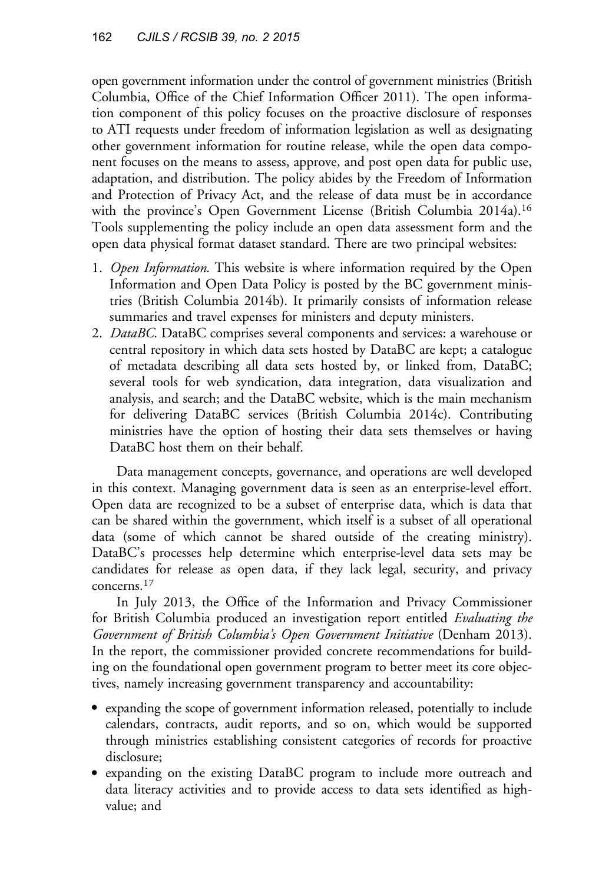open government information under the control of government ministries (British Columbia, Office of the Chief Information Officer 2011). The open information component of this policy focuses on the proactive disclosure of responses to ATI requests under freedom of information legislation as well as designating other government information for routine release, while the open data component focuses on the means to assess, approve, and post open data for public use, adaptation, and distribution. The policy abides by the Freedom of Information and Protection of Privacy Act, and the release of data must be in accordance with the province's Open Government License (British Columbia 2014a).[16] Tools supplementing the policy include an open data assessment form and the open data physical format dataset standard. There are two principal websites:

1. *Open Information*. This website is where information required by the Open Information and Open Data Policy is posted by the BC government ministries (British Columbia 2014b). It primarily consists of information release summaries and travel expenses for ministers and deputy ministers.
2. *DataBC*. DataBC comprises several components and services: a warehouse or central repository in which data sets hosted by DataBC are kept; a catalogue of metadata describing all data sets hosted by, or linked from, DataBC; several tools for web syndication, data integration, data visualization and analysis, and search; and the DataBC website, which is the main mechanism for delivering DataBC services (British Columbia 2014c). Contributing ministries have the option of hosting their data sets themselves or having DataBC host them on their behalf.

Data management concepts, governance, and operations are well developed in this context. Managing government data is seen as an enterprise-level effort. Open data are recognized to be a subset of enterprise data, which is data that can be shared within the government, which itself is a subset of all operational data (some of which cannot be shared outside of the creating ministry). DataBC's processes help determine which enterprise-level data sets may be candidates for release as open data, if they lack legal, security, and privacy concerns.[17]

In July 2013, the Office of the Information and Privacy Commissioner for British Columbia produced an investigation report entitled *Evaluating the Government of British Columbia's Open Government Initiative* (Denham 2013). In the report, the commissioner provided concrete recommendations for building on the foundational open government program to better meet its core objectives, namely increasing government transparency and accountability:

- expanding the scope of government information released, potentially to include calendars, contracts, audit reports, and so on, which would be supported through ministries establishing consistent categories of records for proactive disclosure;
- expanding on the existing DataBC program to include more outreach and data literacy activities and to provide access to data sets identified as high-value; and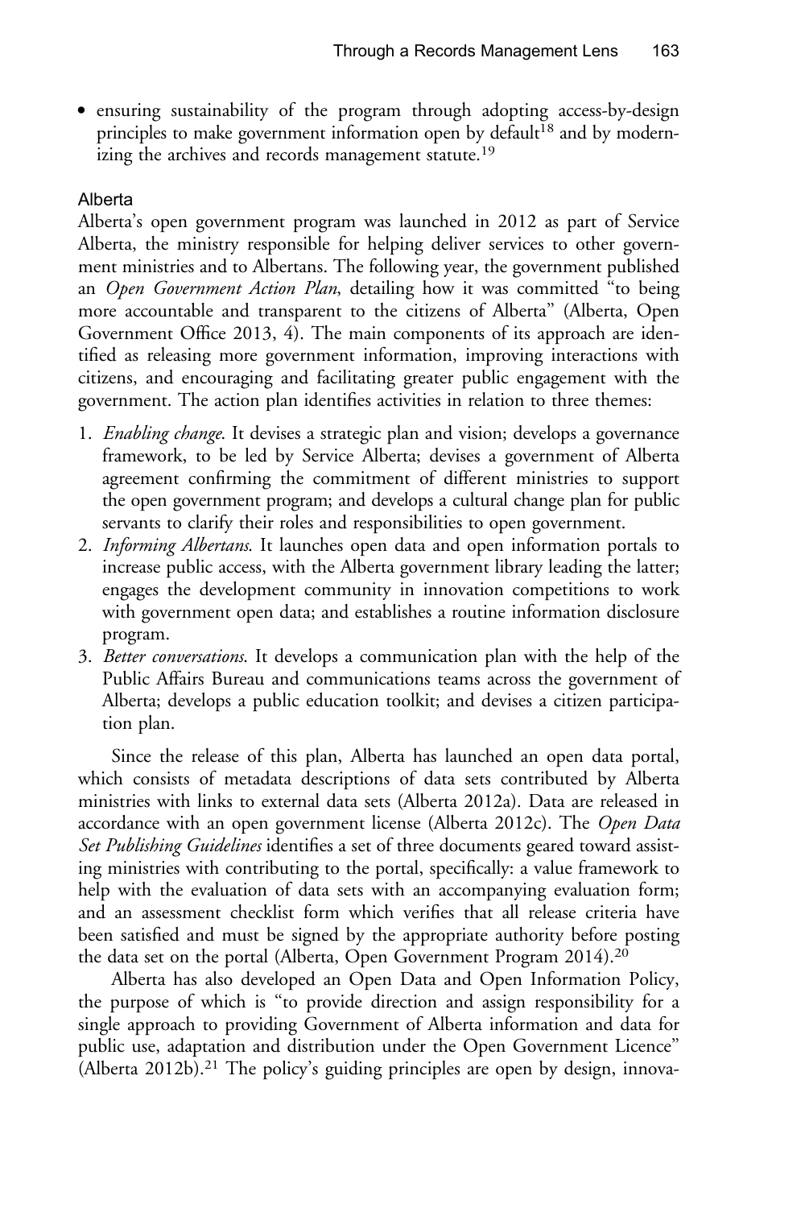- ensuring sustainability of the program through adopting access-by-design principles to make government information open by default[18] and by modernizing the archives and records management statute.[19]

### Alberta

Alberta's open government program was launched in 2012 as part of Service Alberta, the ministry responsible for helping deliver services to other government ministries and to Albertans. The following year, the government published an *Open Government Action Plan*, detailing how it was committed "to being more accountable and transparent to the citizens of Alberta" (Alberta, Open Government Office 2013, 4). The main components of its approach are identified as releasing more government information, improving interactions with citizens, and encouraging and facilitating greater public engagement with the government. The action plan identifies activities in relation to three themes:

1. *Enabling change*. It devises a strategic plan and vision; develops a governance framework, to be led by Service Alberta; devises a government of Alberta agreement confirming the commitment of different ministries to support the open government program; and develops a cultural change plan for public servants to clarify their roles and responsibilities to open government.
2. *Informing Albertans*. It launches open data and open information portals to increase public access, with the Alberta government library leading the latter; engages the development community in innovation competitions to work with government open data; and establishes a routine information disclosure program.
3. *Better conversations*. It develops a communication plan with the help of the Public Affairs Bureau and communications teams across the government of Alberta; develops a public education toolkit; and devises a citizen participation plan.

Since the release of this plan, Alberta has launched an open data portal, which consists of metadata descriptions of data sets contributed by Alberta ministries with links to external data sets (Alberta 2012a). Data are released in accordance with an open government license (Alberta 2012c). The *Open Data Set Publishing Guidelines* identifies a set of three documents geared toward assisting ministries with contributing to the portal, specifically: a value framework to help with the evaluation of data sets with an accompanying evaluation form; and an assessment checklist form which verifies that all release criteria have been satisfied and must be signed by the appropriate authority before posting the data set on the portal (Alberta, Open Government Program 2014).[20]

Alberta has also developed an Open Data and Open Information Policy, the purpose of which is "to provide direction and assign responsibility for a single approach to providing Government of Alberta information and data for public use, adaptation and distribution under the Open Government Licence" (Alberta 2012b).[21] The policy's guiding principles are open by design, innova-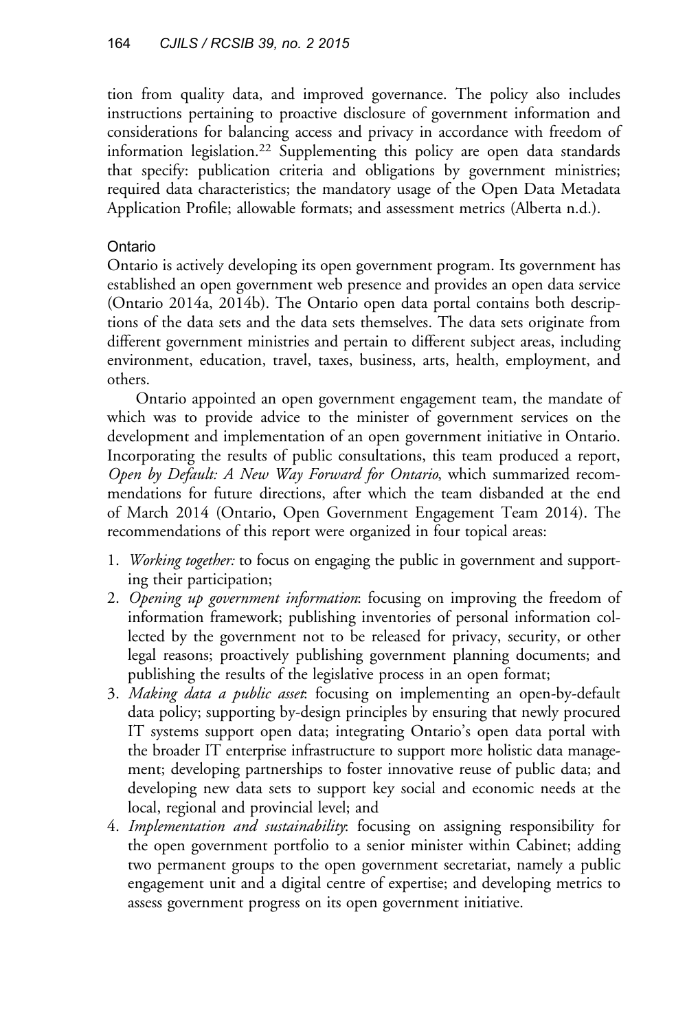tion from quality data, and improved governance. The policy also includes instructions pertaining to proactive disclosure of government information and considerations for balancing access and privacy in accordance with freedom of information legislation.[22] Supplementing this policy are open data standards that specify: publication criteria and obligations by government ministries; required data characteristics; the mandatory usage of the Open Data Metadata Application Profile; allowable formats; and assessment metrics (Alberta n.d.).

### Ontario

Ontario is actively developing its open government program. Its government has established an open government web presence and provides an open data service (Ontario 2014a, 2014b). The Ontario open data portal contains both descriptions of the data sets and the data sets themselves. The data sets originate from different government ministries and pertain to different subject areas, including environment, education, travel, taxes, business, arts, health, employment, and others.

Ontario appointed an open government engagement team, the mandate of which was to provide advice to the minister of government services on the development and implementation of an open government initiative in Ontario. Incorporating the results of public consultations, this team produced a report, *Open by Default: A New Way Forward for Ontario*, which summarized recommendations for future directions, after which the team disbanded at the end of March 2014 (Ontario, Open Government Engagement Team 2014). The recommendations of this report were organized in four topical areas:

1. *Working together:* to focus on engaging the public in government and supporting their participation;
2. *Opening up government information*: focusing on improving the freedom of information framework; publishing inventories of personal information collected by the government not to be released for privacy, security, or other legal reasons; proactively publishing government planning documents; and publishing the results of the legislative process in an open format;
3. *Making data a public asset*: focusing on implementing an open-by-default data policy; supporting by-design principles by ensuring that newly procured IT systems support open data; integrating Ontario's open data portal with the broader IT enterprise infrastructure to support more holistic data management; developing partnerships to foster innovative reuse of public data; and developing new data sets to support key social and economic needs at the local, regional and provincial level; and
4. *Implementation and sustainability*: focusing on assigning responsibility for the open government portfolio to a senior minister within Cabinet; adding two permanent groups to the open government secretariat, namely a public engagement unit and a digital centre of expertise; and developing metrics to assess government progress on its open government initiative.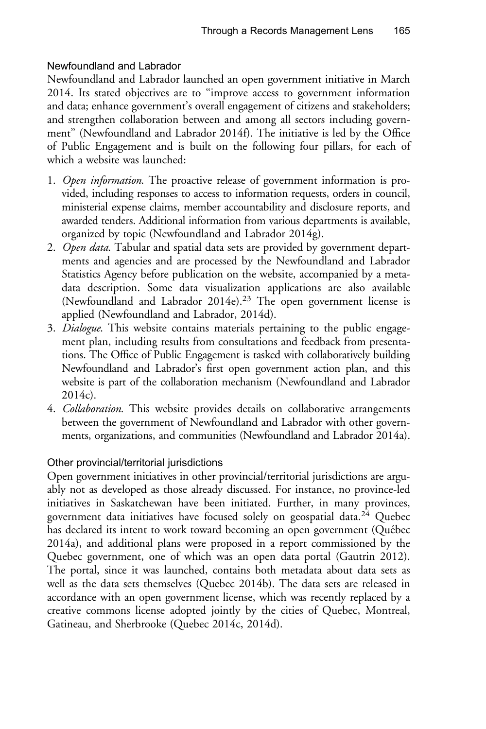### Newfoundland and Labrador

Newfoundland and Labrador launched an open government initiative in March 2014. Its stated objectives are to "improve access to government information and data; enhance government's overall engagement of citizens and stakeholders; and strengthen collaboration between and among all sectors including government" (Newfoundland and Labrador 2014f). The initiative is led by the Office of Public Engagement and is built on the following four pillars, for each of which a website was launched:

1. *Open information*. The proactive release of government information is provided, including responses to access to information requests, orders in council, ministerial expense claims, member accountability and disclosure reports, and awarded tenders. Additional information from various departments is available, organized by topic (Newfoundland and Labrador 2014g).
2. *Open data*. Tabular and spatial data sets are provided by government departments and agencies and are processed by the Newfoundland and Labrador Statistics Agency before publication on the website, accompanied by a metadata description. Some data visualization applications are also available (Newfoundland and Labrador 2014e).[23] The open government license is applied (Newfoundland and Labrador, 2014d).
3. *Dialogue*. This website contains materials pertaining to the public engagement plan, including results from consultations and feedback from presentations. The Office of Public Engagement is tasked with collaboratively building Newfoundland and Labrador's first open government action plan, and this website is part of the collaboration mechanism (Newfoundland and Labrador 2014c).
4. *Collaboration*. This website provides details on collaborative arrangements between the government of Newfoundland and Labrador with other governments, organizations, and communities (Newfoundland and Labrador 2014a).

### Other provincial/territorial jurisdictions

Open government initiatives in other provincial/territorial jurisdictions are arguably not as developed as those already discussed. For instance, no province-led initiatives in Saskatchewan have been initiated. Further, in many provinces, government data initiatives have focused solely on geospatial data.[24] Quebec has declared its intent to work toward becoming an open government (Québec 2014a), and additional plans were proposed in a report commissioned by the Quebec government, one of which was an open data portal (Gautrin 2012). The portal, since it was launched, contains both metadata about data sets as well as the data sets themselves (Quebec 2014b). The data sets are released in accordance with an open government license, which was recently replaced by a creative commons license adopted jointly by the cities of Quebec, Montreal, Gatineau, and Sherbrooke (Quebec 2014c, 2014d).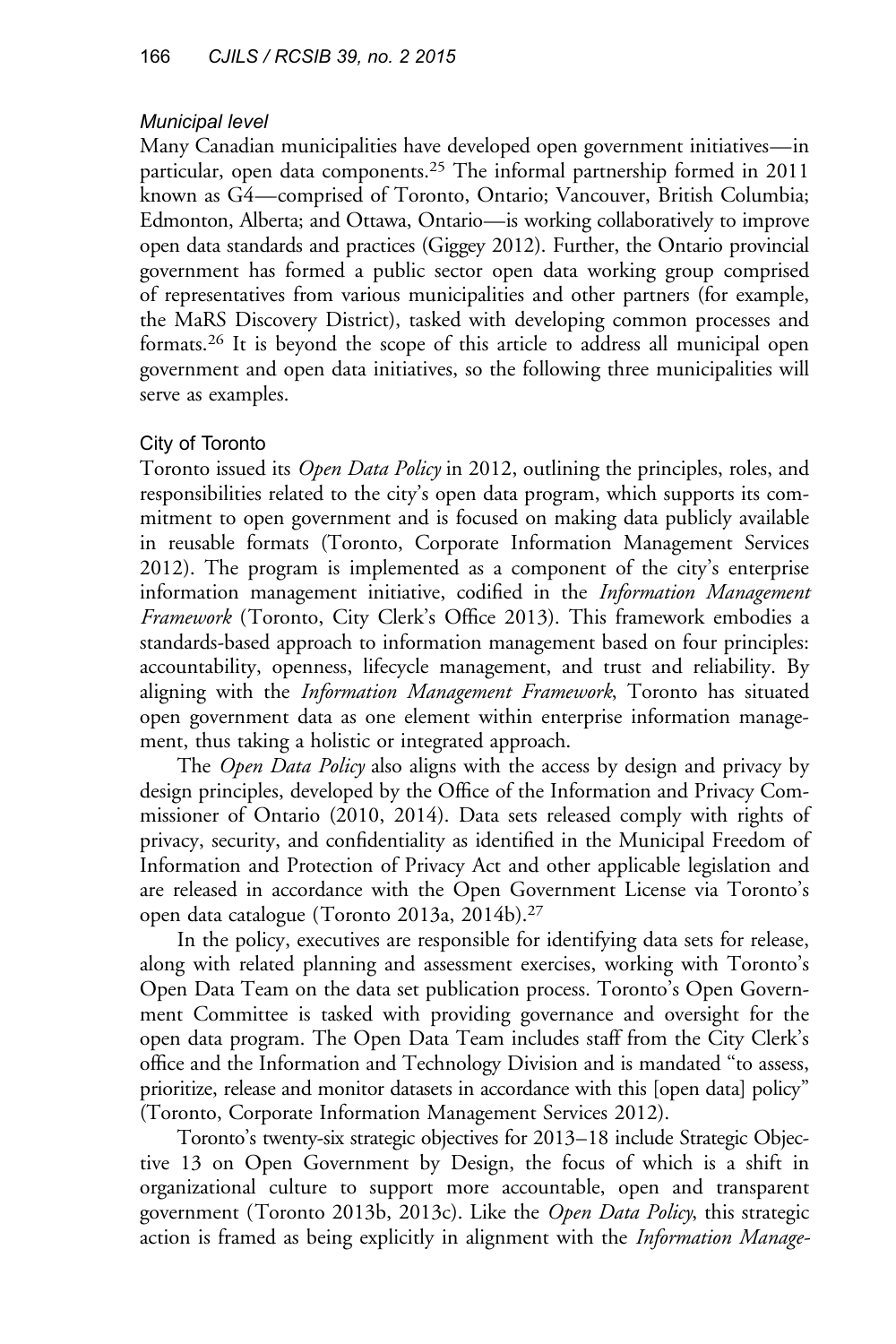### *Municipal level*

Many Canadian municipalities have developed open government initiatives—in particular, open data components.[25] The informal partnership formed in 2011 known as G4—comprised of Toronto, Ontario; Vancouver, British Columbia; Edmonton, Alberta; and Ottawa, Ontario—is working collaboratively to improve open data standards and practices (Giggey 2012). Further, the Ontario provincial government has formed a public sector open data working group comprised of representatives from various municipalities and other partners (for example, the MaRS Discovery District), tasked with developing common processes and formats.[26] It is beyond the scope of this article to address all municipal open government and open data initiatives, so the following three municipalities will serve as examples.

#### City of Toronto

Toronto issued its *Open Data Policy* in 2012, outlining the principles, roles, and responsibilities related to the city's open data program, which supports its commitment to open government and is focused on making data publicly available in reusable formats (Toronto, Corporate Information Management Services 2012). The program is implemented as a component of the city's enterprise information management initiative, codified in the *Information Management Framework* (Toronto, City Clerk's Office 2013). This framework embodies a standards-based approach to information management based on four principles: accountability, openness, lifecycle management, and trust and reliability. By aligning with the *Information Management Framework*, Toronto has situated open government data as one element within enterprise information management, thus taking a holistic or integrated approach.

The *Open Data Policy* also aligns with the access by design and privacy by design principles, developed by the Office of the Information and Privacy Commissioner of Ontario (2010, 2014). Data sets released comply with rights of privacy, security, and confidentiality as identified in the Municipal Freedom of Information and Protection of Privacy Act and other applicable legislation and are released in accordance with the Open Government License via Toronto's open data catalogue (Toronto 2013a, 2014b).[27]

In the policy, executives are responsible for identifying data sets for release, along with related planning and assessment exercises, working with Toronto's Open Data Team on the data set publication process. Toronto's Open Government Committee is tasked with providing governance and oversight for the open data program. The Open Data Team includes staff from the City Clerk's office and the Information and Technology Division and is mandated "to assess, prioritize, release and monitor datasets in accordance with this [open data] policy" (Toronto, Corporate Information Management Services 2012).

Toronto's twenty-six strategic objectives for 2013–18 include Strategic Objective 13 on Open Government by Design, the focus of which is a shift in organizational culture to support more accountable, open and transparent government (Toronto 2013b, 2013c). Like the *Open Data Policy*, this strategic action is framed as being explicitly in alignment with the *Information Manage-*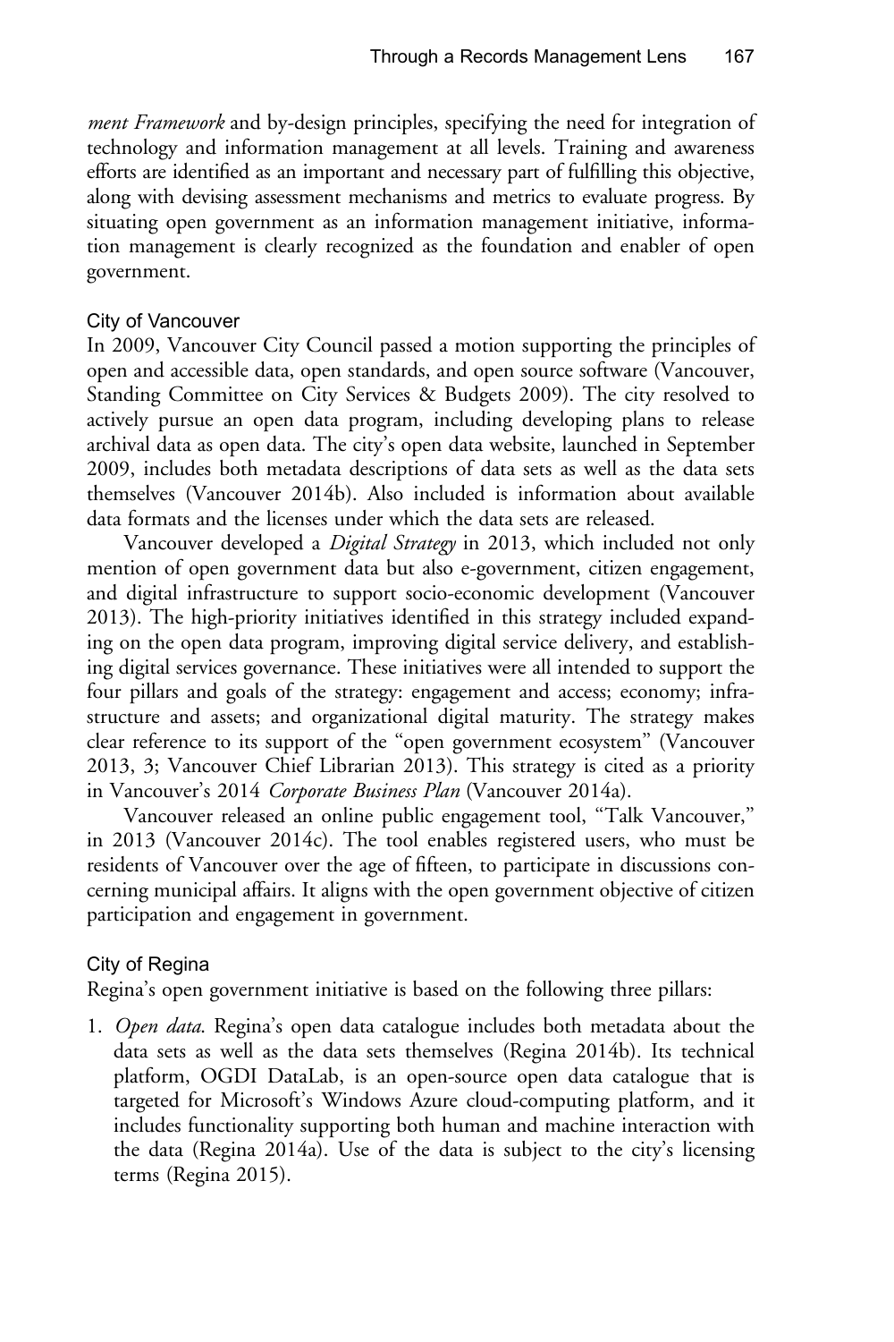*ment Framework* and by-design principles, specifying the need for integration of technology and information management at all levels. Training and awareness efforts are identified as an important and necessary part of fulfilling this objective, along with devising assessment mechanisms and metrics to evaluate progress. By situating open government as an information management initiative, information management is clearly recognized as the foundation and enabler of open government.

### City of Vancouver

In 2009, Vancouver City Council passed a motion supporting the principles of open and accessible data, open standards, and open source software (Vancouver, Standing Committee on City Services & Budgets 2009). The city resolved to actively pursue an open data program, including developing plans to release archival data as open data. The city's open data website, launched in September 2009, includes both metadata descriptions of data sets as well as the data sets themselves (Vancouver 2014b). Also included is information about available data formats and the licenses under which the data sets are released.

Vancouver developed a *Digital Strategy* in 2013, which included not only mention of open government data but also e-government, citizen engagement, and digital infrastructure to support socio-economic development (Vancouver 2013). The high-priority initiatives identified in this strategy included expanding on the open data program, improving digital service delivery, and establishing digital services governance. These initiatives were all intended to support the four pillars and goals of the strategy: engagement and access; economy; infrastructure and assets; and organizational digital maturity. The strategy makes clear reference to its support of the "open government ecosystem" (Vancouver 2013, 3; Vancouver Chief Librarian 2013). This strategy is cited as a priority in Vancouver's 2014 *Corporate Business Plan* (Vancouver 2014a).

Vancouver released an online public engagement tool, "Talk Vancouver," in 2013 (Vancouver 2014c). The tool enables registered users, who must be residents of Vancouver over the age of fifteen, to participate in discussions concerning municipal affairs. It aligns with the open government objective of citizen participation and engagement in government.

### City of Regina

Regina's open government initiative is based on the following three pillars:

1. *Open data*. Regina's open data catalogue includes both metadata about the data sets as well as the data sets themselves (Regina 2014b). Its technical platform, OGDI DataLab, is an open-source open data catalogue that is targeted for Microsoft's Windows Azure cloud-computing platform, and it includes functionality supporting both human and machine interaction with the data (Regina 2014a). Use of the data is subject to the city's licensing terms (Regina 2015).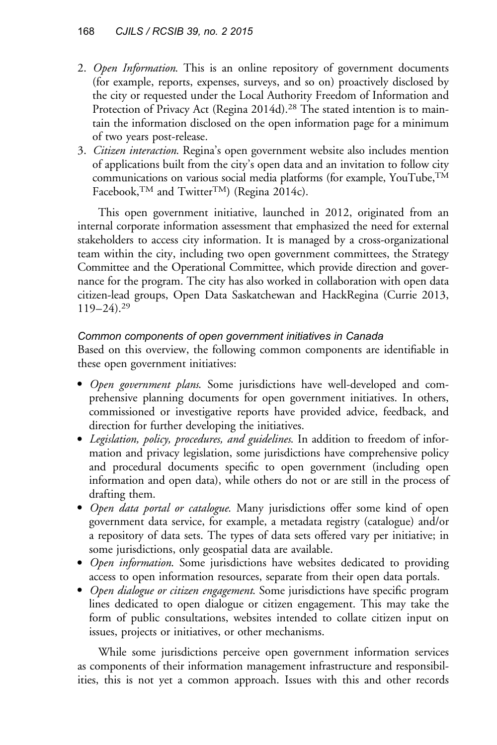2. *Open Information.* This is an online repository of government documents (for example, reports, expenses, surveys, and so on) proactively disclosed by the city or requested under the Local Authority Freedom of Information and Protection of Privacy Act (Regina 2014d).[28] The stated intention is to maintain the information disclosed on the open information page for a minimum of two years post-release.
3. *Citizen interaction.* Regina's open government website also includes mention of applications built from the city's open data and an invitation to follow city communications on various social media platforms (for example, YouTube,™ Facebook,™ and Twitter™) (Regina 2014c).

This open government initiative, launched in 2012, originated from an internal corporate information assessment that emphasized the need for external stakeholders to access city information. It is managed by a cross-organizational team within the city, including two open government committees, the Strategy Committee and the Operational Committee, which provide direction and governance for the program. The city has also worked in collaboration with open data citizen-lead groups, Open Data Saskatchewan and HackRegina (Currie 2013, 119–24).[29]

### Common components of open government initiatives in Canada

Based on this overview, the following common components are identifiable in these open government initiatives:

- *Open government plans.* Some jurisdictions have well-developed and comprehensive planning documents for open government initiatives. In others, commissioned or investigative reports have provided advice, feedback, and direction for further developing the initiatives.
- *Legislation, policy, procedures, and guidelines.* In addition to freedom of information and privacy legislation, some jurisdictions have comprehensive policy and procedural documents specific to open government (including open information and open data), while others do not or are still in the process of drafting them.
- *Open data portal or catalogue.* Many jurisdictions offer some kind of open government data service, for example, a metadata registry (catalogue) and/or a repository of data sets. The types of data sets offered vary per initiative; in some jurisdictions, only geospatial data are available.
- *Open information.* Some jurisdictions have websites dedicated to providing access to open information resources, separate from their open data portals.
- *Open dialogue or citizen engagement.* Some jurisdictions have specific program lines dedicated to open dialogue or citizen engagement. This may take the form of public consultations, websites intended to collate citizen input on issues, projects or initiatives, or other mechanisms.

While some jurisdictions perceive open government information services as components of their information management infrastructure and responsibilities, this is not yet a common approach. Issues with this and other records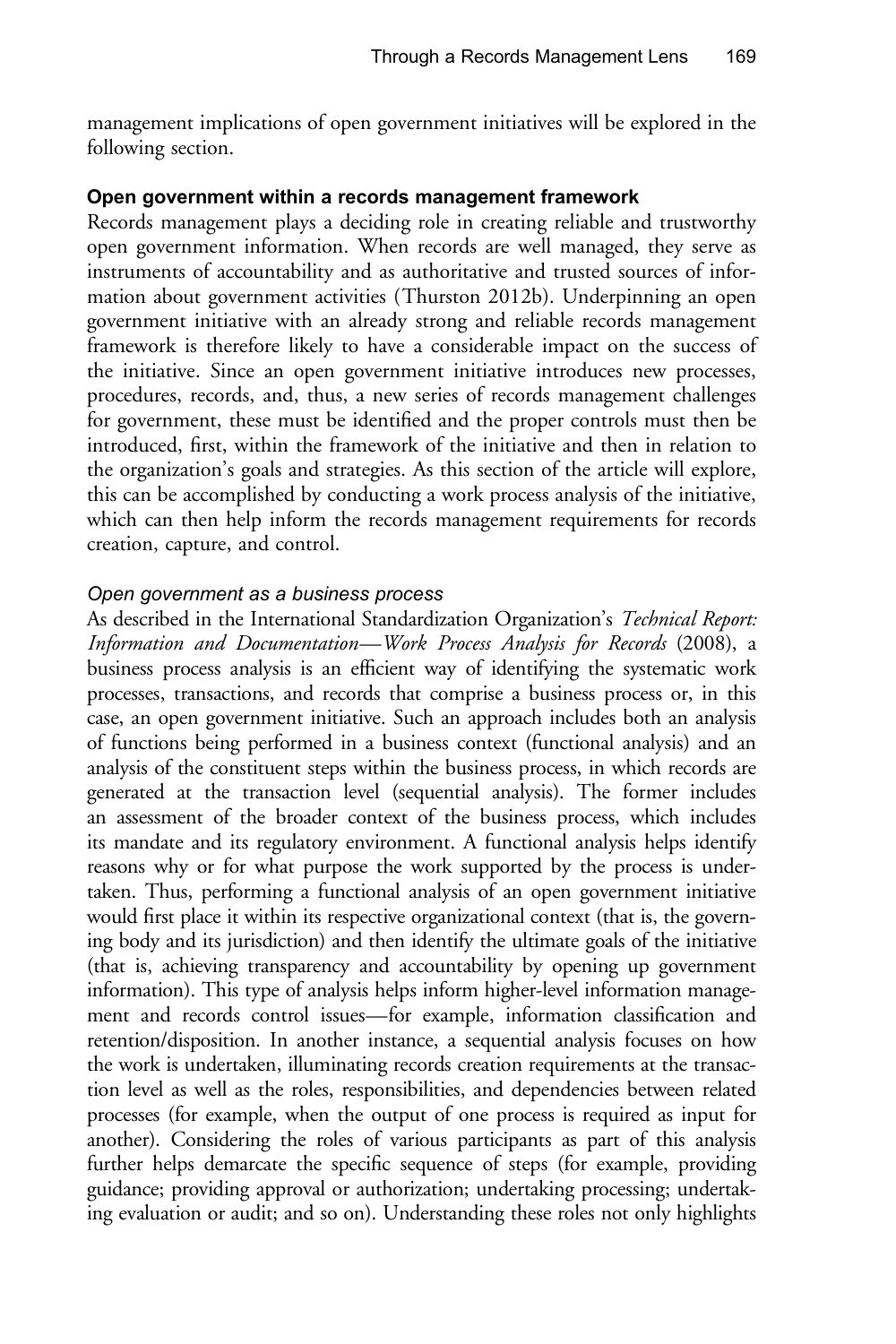management implications of open government initiatives will be explored in the following section.

### Open government within a records management framework

Records management plays a deciding role in creating reliable and trustworthy open government information. When records are well managed, they serve as instruments of accountability and as authoritative and trusted sources of information about government activities (Thurston 2012b). Underpinning an open government initiative with an already strong and reliable records management framework is therefore likely to have a considerable impact on the success of the initiative. Since an open government initiative introduces new processes, procedures, records, and, thus, a new series of records management challenges for government, these must be identified and the proper controls must then be introduced, first, within the framework of the initiative and then in relation to the organization's goals and strategies. As this section of the article will explore, this can be accomplished by conducting a work process analysis of the initiative, which can then help inform the records management requirements for records creation, capture, and control.

#### *Open government as a business process*

As described in the International Standardization Organization's *Technical Report: Information and Documentation—Work Process Analysis for Records* (2008), a business process analysis is an efficient way of identifying the systematic work processes, transactions, and records that comprise a business process or, in this case, an open government initiative. Such an approach includes both an analysis of functions being performed in a business context (functional analysis) and an analysis of the constituent steps within the business process, in which records are generated at the transaction level (sequential analysis). The former includes an assessment of the broader context of the business process, which includes its mandate and its regulatory environment. A functional analysis helps identify reasons why or for what purpose the work supported by the process is undertaken. Thus, performing a functional analysis of an open government initiative would first place it within its respective organizational context (that is, the governing body and its jurisdiction) and then identify the ultimate goals of the initiative (that is, achieving transparency and accountability by opening up government information). This type of analysis helps inform higher-level information management and records control issues—for example, information classification and retention/disposition. In another instance, a sequential analysis focuses on how the work is undertaken, illuminating records creation requirements at the transaction level as well as the roles, responsibilities, and dependencies between related processes (for example, when the output of one process is required as input for another). Considering the roles of various participants as part of this analysis further helps demarcate the specific sequence of steps (for example, providing guidance; providing approval or authorization; undertaking processing; undertaking evaluation or audit; and so on). Understanding these roles not only highlights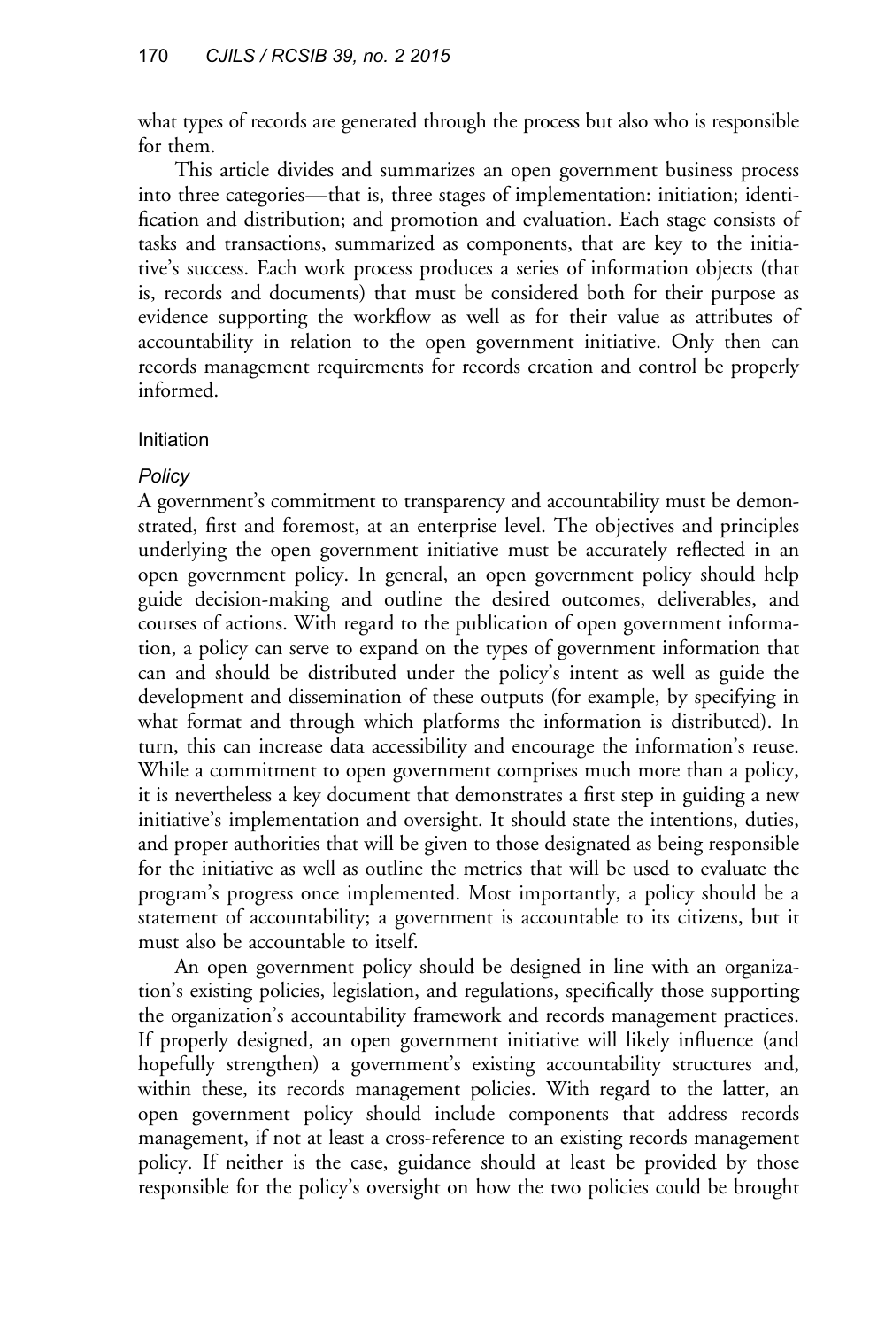what types of records are generated through the process but also who is responsible for them.

This article divides and summarizes an open government business process into three categories—that is, three stages of implementation: initiation; identification and distribution; and promotion and evaluation. Each stage consists of tasks and transactions, summarized as components, that are key to the initiative's success. Each work process produces a series of information objects (that is, records and documents) that must be considered both for their purpose as evidence supporting the workflow as well as for their value as attributes of accountability in relation to the open government initiative. Only then can records management requirements for records creation and control be properly informed.

### Initiation

#### *Policy*

A government's commitment to transparency and accountability must be demonstrated, first and foremost, at an enterprise level. The objectives and principles underlying the open government initiative must be accurately reflected in an open government policy. In general, an open government policy should help guide decision-making and outline the desired outcomes, deliverables, and courses of actions. With regard to the publication of open government information, a policy can serve to expand on the types of government information that can and should be distributed under the policy's intent as well as guide the development and dissemination of these outputs (for example, by specifying in what format and through which platforms the information is distributed). In turn, this can increase data accessibility and encourage the information's reuse. While a commitment to open government comprises much more than a policy, it is nevertheless a key document that demonstrates a first step in guiding a new initiative's implementation and oversight. It should state the intentions, duties, and proper authorities that will be given to those designated as being responsible for the initiative as well as outline the metrics that will be used to evaluate the program's progress once implemented. Most importantly, a policy should be a statement of accountability; a government is accountable to its citizens, but it must also be accountable to itself.

An open government policy should be designed in line with an organization's existing policies, legislation, and regulations, specifically those supporting the organization's accountability framework and records management practices. If properly designed, an open government initiative will likely influence (and hopefully strengthen) a government's existing accountability structures and, within these, its records management policies. With regard to the latter, an open government policy should include components that address records management, if not at least a cross-reference to an existing records management policy. If neither is the case, guidance should at least be provided by those responsible for the policy's oversight on how the two policies could be brought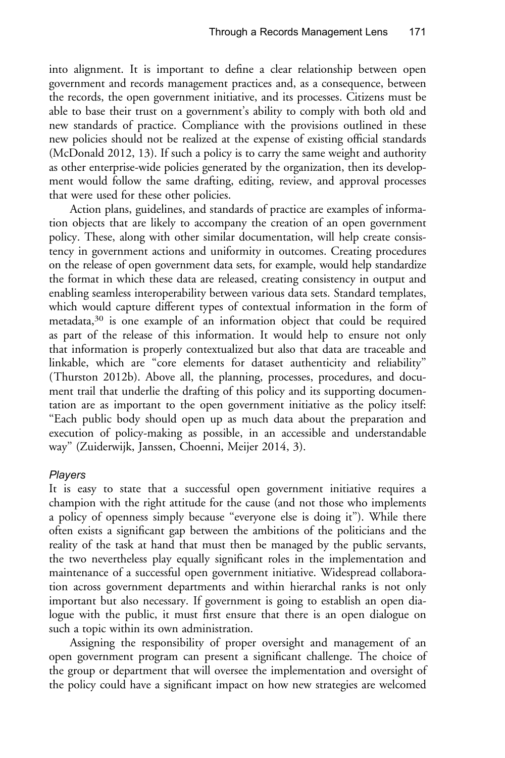into alignment. It is important to define a clear relationship between open government and records management practices and, as a consequence, between the records, the open government initiative, and its processes. Citizens must be able to base their trust on a government's ability to comply with both old and new standards of practice. Compliance with the provisions outlined in these new policies should not be realized at the expense of existing official standards (McDonald 2012, 13). If such a policy is to carry the same weight and authority as other enterprise-wide policies generated by the organization, then its development would follow the same drafting, editing, review, and approval processes that were used for these other policies.

Action plans, guidelines, and standards of practice are examples of information objects that are likely to accompany the creation of an open government policy. These, along with other similar documentation, will help create consistency in government actions and uniformity in outcomes. Creating procedures on the release of open government data sets, for example, would help standardize the format in which these data are released, creating consistency in output and enabling seamless interoperability between various data sets. Standard templates, which would capture different types of contextual information in the form of metadata,[30] is one example of an information object that could be required as part of the release of this information. It would help to ensure not only that information is properly contextualized but also that data are traceable and linkable, which are "core elements for dataset authenticity and reliability" (Thurston 2012b). Above all, the planning, processes, procedures, and document trail that underlie the drafting of this policy and its supporting documentation are as important to the open government initiative as the policy itself: "Each public body should open up as much data about the preparation and execution of policy-making as possible, in an accessible and understandable way" (Zuiderwijk, Janssen, Choenni, Meijer 2014, 3).

### *Players*

It is easy to state that a successful open government initiative requires a champion with the right attitude for the cause (and not those who implements a policy of openness simply because "everyone else is doing it"). While there often exists a significant gap between the ambitions of the politicians and the reality of the task at hand that must then be managed by the public servants, the two nevertheless play equally significant roles in the implementation and maintenance of a successful open government initiative. Widespread collaboration across government departments and within hierarchal ranks is not only important but also necessary. If government is going to establish an open dialogue with the public, it must first ensure that there is an open dialogue on such a topic within its own administration.

Assigning the responsibility of proper oversight and management of an open government program can present a significant challenge. The choice of the group or department that will oversee the implementation and oversight of the policy could have a significant impact on how new strategies are welcomed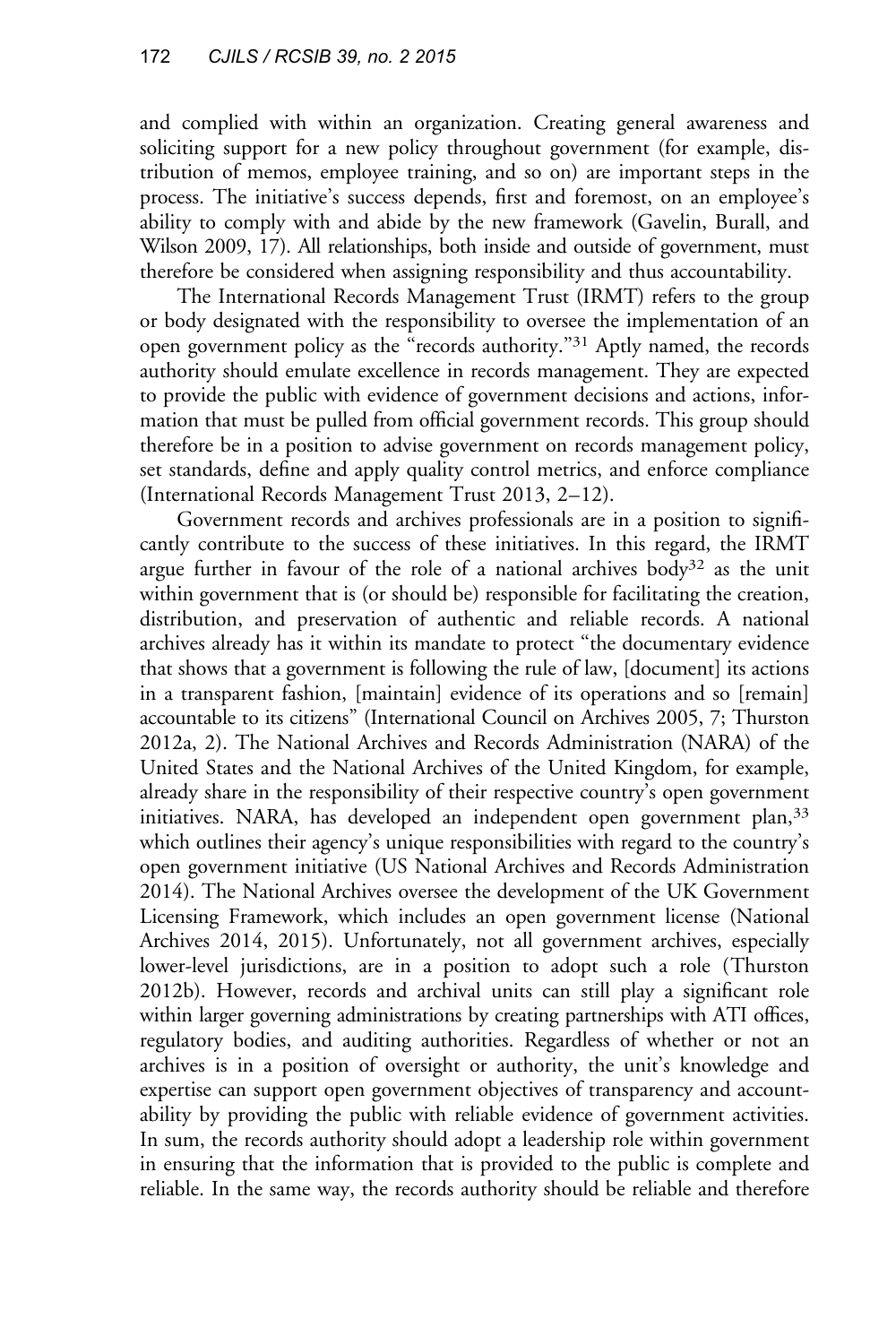and complied with within an organization. Creating general awareness and soliciting support for a new policy throughout government (for example, distribution of memos, employee training, and so on) are important steps in the process. The initiative's success depends, first and foremost, on an employee's ability to comply with and abide by the new framework (Gavelin, Burall, and Wilson 2009, 17). All relationships, both inside and outside of government, must therefore be considered when assigning responsibility and thus accountability.

The International Records Management Trust (IRMT) refers to the group or body designated with the responsibility to oversee the implementation of an open government policy as the "records authority."[31] Aptly named, the records authority should emulate excellence in records management. They are expected to provide the public with evidence of government decisions and actions, information that must be pulled from official government records. This group should therefore be in a position to advise government on records management policy, set standards, define and apply quality control metrics, and enforce compliance (International Records Management Trust 2013, 2–12).

Government records and archives professionals are in a position to significantly contribute to the success of these initiatives. In this regard, the IRMT argue further in favour of the role of a national archives body[32] as the unit within government that is (or should be) responsible for facilitating the creation, distribution, and preservation of authentic and reliable records. A national archives already has it within its mandate to protect "the documentary evidence that shows that a government is following the rule of law, [document] its actions in a transparent fashion, [maintain] evidence of its operations and so [remain] accountable to its citizens" (International Council on Archives 2005, 7; Thurston 2012a, 2). The National Archives and Records Administration (NARA) of the United States and the National Archives of the United Kingdom, for example, already share in the responsibility of their respective country's open government initiatives. NARA, has developed an independent open government plan,[33] which outlines their agency's unique responsibilities with regard to the country's open government initiative (US National Archives and Records Administration 2014). The National Archives oversee the development of the UK Government Licensing Framework, which includes an open government license (National Archives 2014, 2015). Unfortunately, not all government archives, especially lower-level jurisdictions, are in a position to adopt such a role (Thurston 2012b). However, records and archival units can still play a significant role within larger governing administrations by creating partnerships with ATI offices, regulatory bodies, and auditing authorities. Regardless of whether or not an archives is in a position of oversight or authority, the unit's knowledge and expertise can support open government objectives of transparency and accountability by providing the public with reliable evidence of government activities. In sum, the records authority should adopt a leadership role within government in ensuring that the information that is provided to the public is complete and reliable. In the same way, the records authority should be reliable and therefore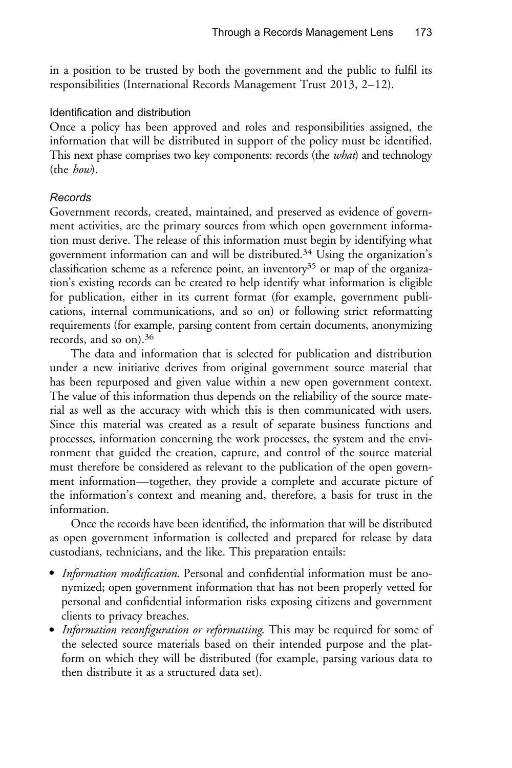in a position to be trusted by both the government and the public to fulfil its responsibilities (International Records Management Trust 2013, 2–12).

### Identification and distribution

Once a policy has been approved and roles and responsibilities assigned, the information that will be distributed in support of the policy must be identified. This next phase comprises two key components: records (the *what*) and technology (the *how*).

#### *Records*

Government records, created, maintained, and preserved as evidence of government activities, are the primary sources from which open government information must derive. The release of this information must begin by identifying what government information can and will be distributed.[34] Using the organization's classification scheme as a reference point, an inventory[35] or map of the organization's existing records can be created to help identify what information is eligible for publication, either in its current format (for example, government publications, internal communications, and so on) or following strict reformatting requirements (for example, parsing content from certain documents, anonymizing records, and so on).[36]

The data and information that is selected for publication and distribution under a new initiative derives from original government source material that has been repurposed and given value within a new open government context. The value of this information thus depends on the reliability of the source material as well as the accuracy with which this is then communicated with users. Since this material was created as a result of separate business functions and processes, information concerning the work processes, the system and the environment that guided the creation, capture, and control of the source material must therefore be considered as relevant to the publication of the open government information—together, they provide a complete and accurate picture of the information's context and meaning and, therefore, a basis for trust in the information.

Once the records have been identified, the information that will be distributed as open government information is collected and prepared for release by data custodians, technicians, and the like. This preparation entails:

- *Information modification*. Personal and confidential information must be anonymized; open government information that has not been properly vetted for personal and confidential information risks exposing citizens and government clients to privacy breaches.
- *Information reconfiguration or reformatting*. This may be required for some of the selected source materials based on their intended purpose and the platform on which they will be distributed (for example, parsing various data to then distribute it as a structured data set).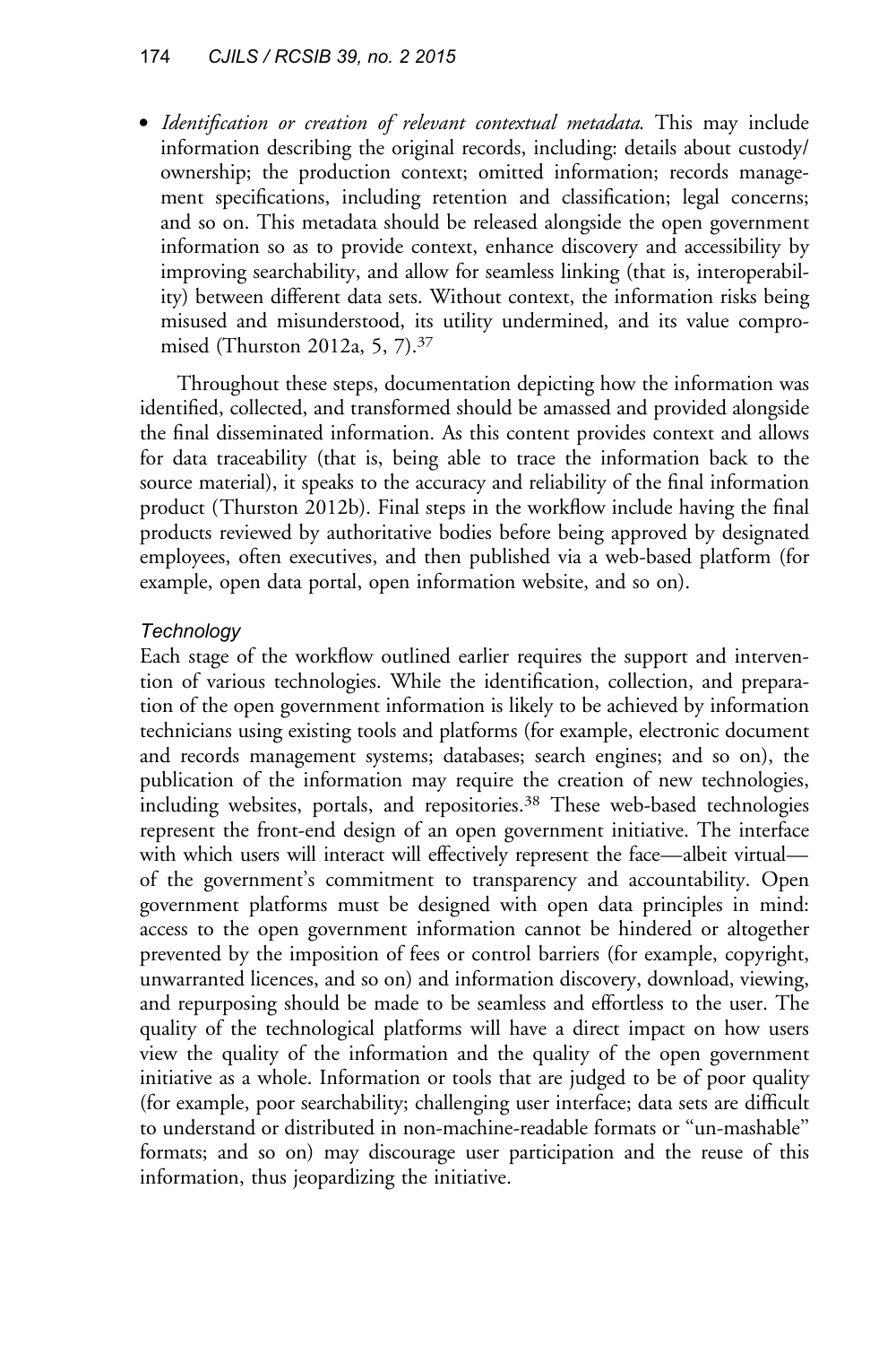- *Identification or creation of relevant contextual metadata*. This may include information describing the original records, including: details about custody/ownership; the production context; omitted information; records management specifications, including retention and classification; legal concerns; and so on. This metadata should be released alongside the open government information so as to provide context, enhance discovery and accessibility by improving searchability, and allow for seamless linking (that is, interoperability) between different data sets. Without context, the information risks being misused and misunderstood, its utility undermined, and its value compromised (Thurston 2012a, 5, 7).[37]

Throughout these steps, documentation depicting how the information was identified, collected, and transformed should be amassed and provided alongside the final disseminated information. As this content provides context and allows for data traceability (that is, being able to trace the information back to the source material), it speaks to the accuracy and reliability of the final information product (Thurston 2012b). Final steps in the workflow include having the final products reviewed by authoritative bodies before being approved by designated employees, often executives, and then published via a web-based platform (for example, open data portal, open information website, and so on).

### *Technology*

Each stage of the workflow outlined earlier requires the support and intervention of various technologies. While the identification, collection, and preparation of the open government information is likely to be achieved by information technicians using existing tools and platforms (for example, electronic document and records management systems; databases; search engines; and so on), the publication of the information may require the creation of new technologies, including websites, portals, and repositories.[38] These web-based technologies represent the front-end design of an open government initiative. The interface with which users will interact will effectively represent the face—albeit virtual—of the government's commitment to transparency and accountability. Open government platforms must be designed with open data principles in mind: access to the open government information cannot be hindered or altogether prevented by the imposition of fees or control barriers (for example, copyright, unwarranted licences, and so on) and information discovery, download, viewing, and repurposing should be made to be seamless and effortless to the user. The quality of the technological platforms will have a direct impact on how users view the quality of the information and the quality of the open government initiative as a whole. Information or tools that are judged to be of poor quality (for example, poor searchability; challenging user interface; data sets are difficult to understand or distributed in non-machine-readable formats or "un-mashable" formats; and so on) may discourage user participation and the reuse of this information, thus jeopardizing the initiative.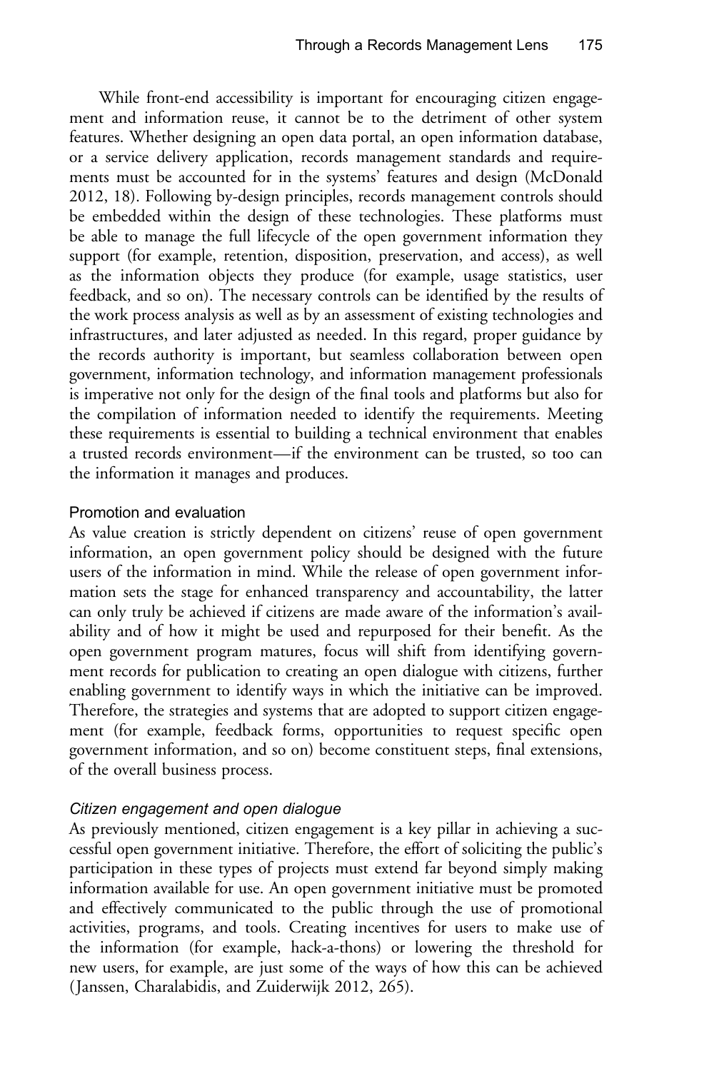While front-end accessibility is important for encouraging citizen engagement and information reuse, it cannot be to the detriment of other system features. Whether designing an open data portal, an open information database, or a service delivery application, records management standards and requirements must be accounted for in the systems' features and design (McDonald 2012, 18). Following by-design principles, records management controls should be embedded within the design of these technologies. These platforms must be able to manage the full lifecycle of the open government information they support (for example, retention, disposition, preservation, and access), as well as the information objects they produce (for example, usage statistics, user feedback, and so on). The necessary controls can be identified by the results of the work process analysis as well as by an assessment of existing technologies and infrastructures, and later adjusted as needed. In this regard, proper guidance by the records authority is important, but seamless collaboration between open government, information technology, and information management professionals is imperative not only for the design of the final tools and platforms but also for the compilation of information needed to identify the requirements. Meeting these requirements is essential to building a technical environment that enables a trusted records environment—if the environment can be trusted, so too can the information it manages and produces.

### Promotion and evaluation

As value creation is strictly dependent on citizens' reuse of open government information, an open government policy should be designed with the future users of the information in mind. While the release of open government information sets the stage for enhanced transparency and accountability, the latter can only truly be achieved if citizens are made aware of the information's availability and of how it might be used and repurposed for their benefit. As the open government program matures, focus will shift from identifying government records for publication to creating an open dialogue with citizens, further enabling government to identify ways in which the initiative can be improved. Therefore, the strategies and systems that are adopted to support citizen engagement (for example, feedback forms, opportunities to request specific open government information, and so on) become constituent steps, final extensions, of the overall business process.

#### *Citizen engagement and open dialogue*

As previously mentioned, citizen engagement is a key pillar in achieving a successful open government initiative. Therefore, the effort of soliciting the public's participation in these types of projects must extend far beyond simply making information available for use. An open government initiative must be promoted and effectively communicated to the public through the use of promotional activities, programs, and tools. Creating incentives for users to make use of the information (for example, hack-a-thons) or lowering the threshold for new users, for example, are just some of the ways of how this can be achieved (Janssen, Charalabidis, and Zuiderwijk 2012, 265).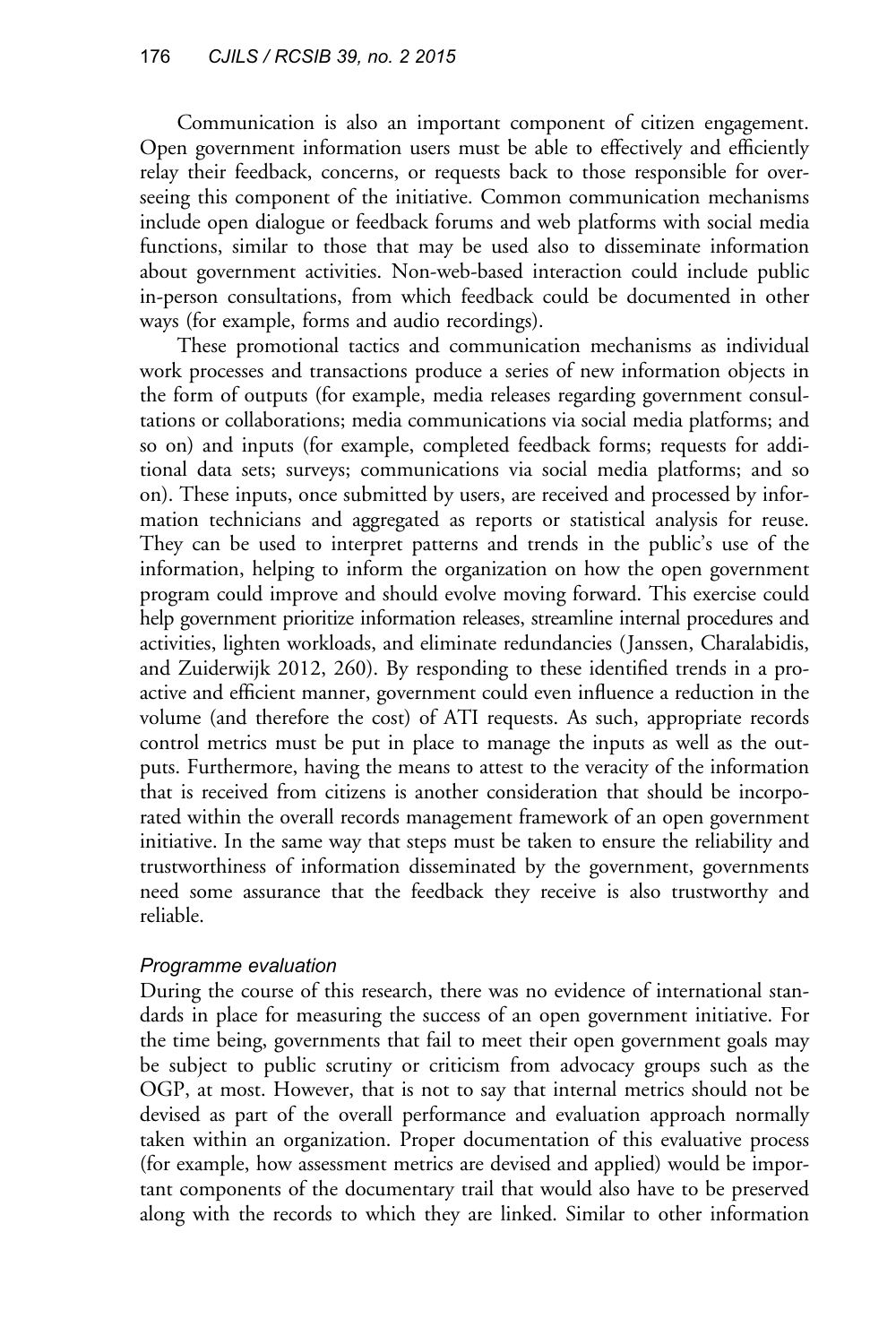Communication is also an important component of citizen engagement. Open government information users must be able to effectively and efficiently relay their feedback, concerns, or requests back to those responsible for overseeing this component of the initiative. Common communication mechanisms include open dialogue or feedback forums and web platforms with social media functions, similar to those that may be used also to disseminate information about government activities. Non-web-based interaction could include public in-person consultations, from which feedback could be documented in other ways (for example, forms and audio recordings).

These promotional tactics and communication mechanisms as individual work processes and transactions produce a series of new information objects in the form of outputs (for example, media releases regarding government consultations or collaborations; media communications via social media platforms; and so on) and inputs (for example, completed feedback forms; requests for additional data sets; surveys; communications via social media platforms; and so on). These inputs, once submitted by users, are received and processed by information technicians and aggregated as reports or statistical analysis for reuse. They can be used to interpret patterns and trends in the public's use of the information, helping to inform the organization on how the open government program could improve and should evolve moving forward. This exercise could help government prioritize information releases, streamline internal procedures and activities, lighten workloads, and eliminate redundancies (Janssen, Charalabidis, and Zuiderwijk 2012, 260). By responding to these identified trends in a proactive and efficient manner, government could even influence a reduction in the volume (and therefore the cost) of ATI requests. As such, appropriate records control metrics must be put in place to manage the inputs as well as the outputs. Furthermore, having the means to attest to the veracity of the information that is received from citizens is another consideration that should be incorporated within the overall records management framework of an open government initiative. In the same way that steps must be taken to ensure the reliability and trustworthiness of information disseminated by the government, governments need some assurance that the feedback they receive is also trustworthy and reliable.

#### *Programme evaluation*

During the course of this research, there was no evidence of international standards in place for measuring the success of an open government initiative. For the time being, governments that fail to meet their open government goals may be subject to public scrutiny or criticism from advocacy groups such as the OGP, at most. However, that is not to say that internal metrics should not be devised as part of the overall performance and evaluation approach normally taken within an organization. Proper documentation of this evaluative process (for example, how assessment metrics are devised and applied) would be important components of the documentary trail that would also have to be preserved along with the records to which they are linked. Similar to other information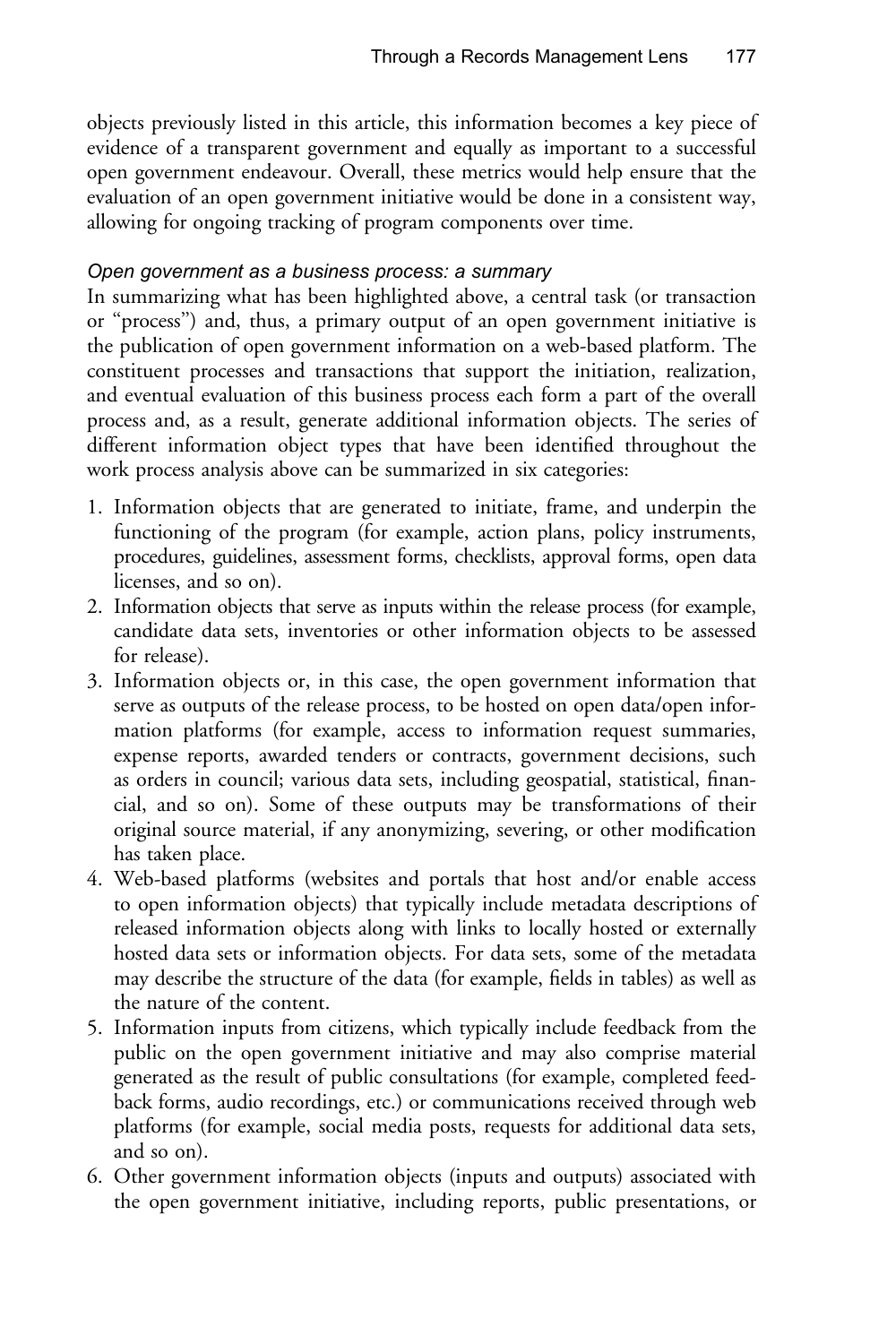objects previously listed in this article, this information becomes a key piece of evidence of a transparent government and equally as important to a successful open government endeavour. Overall, these metrics would help ensure that the evaluation of an open government initiative would be done in a consistent way, allowing for ongoing tracking of program components over time.

### *Open government as a business process: a summary*

In summarizing what has been highlighted above, a central task (or transaction or "process") and, thus, a primary output of an open government initiative is the publication of open government information on a web-based platform. The constituent processes and transactions that support the initiation, realization, and eventual evaluation of this business process each form a part of the overall process and, as a result, generate additional information objects. The series of different information object types that have been identified throughout the work process analysis above can be summarized in six categories:

1. Information objects that are generated to initiate, frame, and underpin the functioning of the program (for example, action plans, policy instruments, procedures, guidelines, assessment forms, checklists, approval forms, open data licenses, and so on).
2. Information objects that serve as inputs within the release process (for example, candidate data sets, inventories or other information objects to be assessed for release).
3. Information objects or, in this case, the open government information that serve as outputs of the release process, to be hosted on open data/open information platforms (for example, access to information request summaries, expense reports, awarded tenders or contracts, government decisions, such as orders in council; various data sets, including geospatial, statistical, financial, and so on). Some of these outputs may be transformations of their original source material, if any anonymizing, severing, or other modification has taken place.
4. Web-based platforms (websites and portals that host and/or enable access to open information objects) that typically include metadata descriptions of released information objects along with links to locally hosted or externally hosted data sets or information objects. For data sets, some of the metadata may describe the structure of the data (for example, fields in tables) as well as the nature of the content.
5. Information inputs from citizens, which typically include feedback from the public on the open government initiative and may also comprise material generated as the result of public consultations (for example, completed feedback forms, audio recordings, etc.) or communications received through web platforms (for example, social media posts, requests for additional data sets, and so on).
6. Other government information objects (inputs and outputs) associated with the open government initiative, including reports, public presentations, or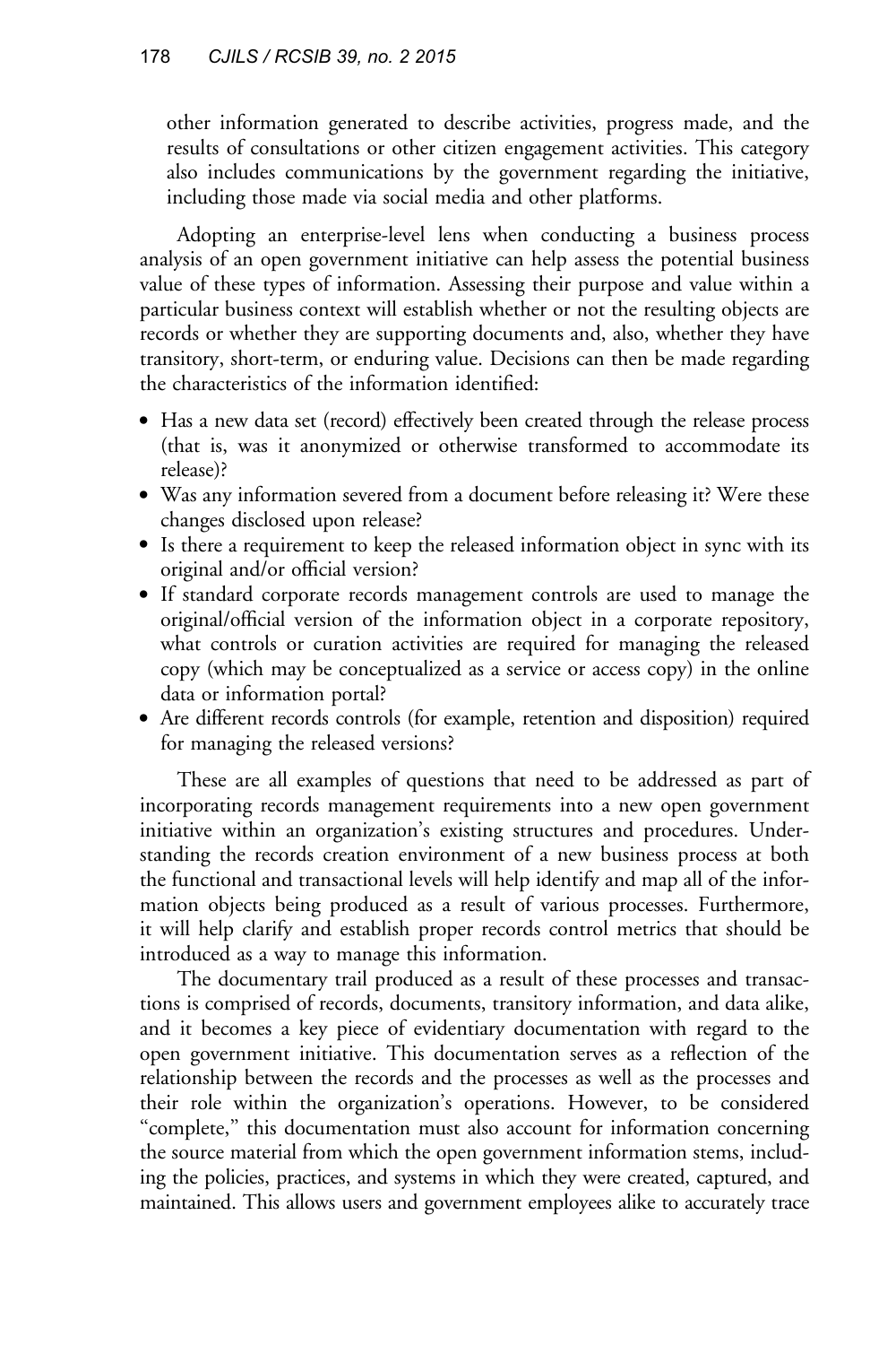other information generated to describe activities, progress made, and the results of consultations or other citizen engagement activities. This category also includes communications by the government regarding the initiative, including those made via social media and other platforms.

Adopting an enterprise-level lens when conducting a business process analysis of an open government initiative can help assess the potential business value of these types of information. Assessing their purpose and value within a particular business context will establish whether or not the resulting objects are records or whether they are supporting documents and, also, whether they have transitory, short-term, or enduring value. Decisions can then be made regarding the characteristics of the information identified:

- Has a new data set (record) effectively been created through the release process (that is, was it anonymized or otherwise transformed to accommodate its release)?
- Was any information severed from a document before releasing it? Were these changes disclosed upon release?
- Is there a requirement to keep the released information object in sync with its original and/or official version?
- If standard corporate records management controls are used to manage the original/official version of the information object in a corporate repository, what controls or curation activities are required for managing the released copy (which may be conceptualized as a service or access copy) in the online data or information portal?
- Are different records controls (for example, retention and disposition) required for managing the released versions?

These are all examples of questions that need to be addressed as part of incorporating records management requirements into a new open government initiative within an organization's existing structures and procedures. Understanding the records creation environment of a new business process at both the functional and transactional levels will help identify and map all of the information objects being produced as a result of various processes. Furthermore, it will help clarify and establish proper records control metrics that should be introduced as a way to manage this information.

The documentary trail produced as a result of these processes and transactions is comprised of records, documents, transitory information, and data alike, and it becomes a key piece of evidentiary documentation with regard to the open government initiative. This documentation serves as a reflection of the relationship between the records and the processes as well as the processes and their role within the organization's operations. However, to be considered "complete," this documentation must also account for information concerning the source material from which the open government information stems, including the policies, practices, and systems in which they were created, captured, and maintained. This allows users and government employees alike to accurately trace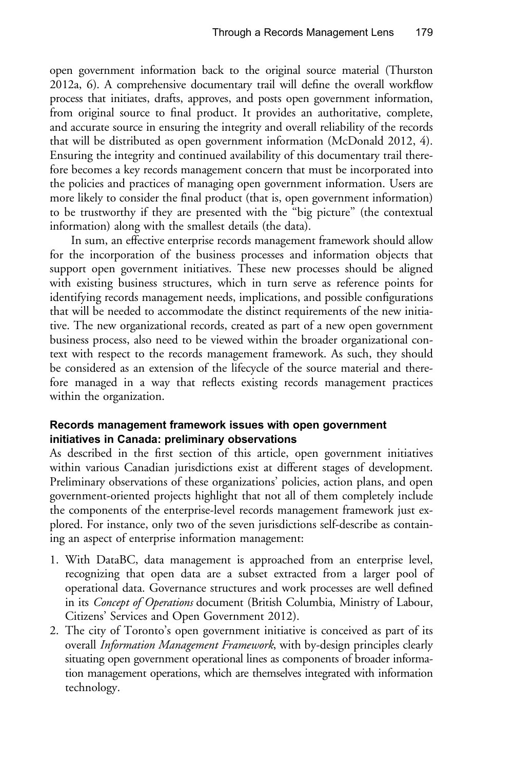open government information back to the original source material (Thurston 2012a, 6). A comprehensive documentary trail will define the overall workflow process that initiates, drafts, approves, and posts open government information, from original source to final product. It provides an authoritative, complete, and accurate source in ensuring the integrity and overall reliability of the records that will be distributed as open government information (McDonald 2012, 4). Ensuring the integrity and continued availability of this documentary trail therefore becomes a key records management concern that must be incorporated into the policies and practices of managing open government information. Users are more likely to consider the final product (that is, open government information) to be trustworthy if they are presented with the "big picture" (the contextual information) along with the smallest details (the data).

In sum, an effective enterprise records management framework should allow for the incorporation of the business processes and information objects that support open government initiatives. These new processes should be aligned with existing business structures, which in turn serve as reference points for identifying records management needs, implications, and possible configurations that will be needed to accommodate the distinct requirements of the new initiative. The new organizational records, created as part of a new open government business process, also need to be viewed within the broader organizational context with respect to the records management framework. As such, they should be considered as an extension of the lifecycle of the source material and therefore managed in a way that reflects existing records management practices within the organization.

### Records management framework issues with open government initiatives in Canada: preliminary observations

As described in the first section of this article, open government initiatives within various Canadian jurisdictions exist at different stages of development. Preliminary observations of these organizations' policies, action plans, and open government-oriented projects highlight that not all of them completely include the components of the enterprise-level records management framework just explored. For instance, only two of the seven jurisdictions self-describe as containing an aspect of enterprise information management:

1. With DataBC, data management is approached from an enterprise level, recognizing that open data are a subset extracted from a larger pool of operational data. Governance structures and work processes are well defined in its *Concept of Operations* document (British Columbia, Ministry of Labour, Citizens' Services and Open Government 2012).
2. The city of Toronto's open government initiative is conceived as part of its overall *Information Management Framework*, with by-design principles clearly situating open government operational lines as components of broader information management operations, which are themselves integrated with information technology.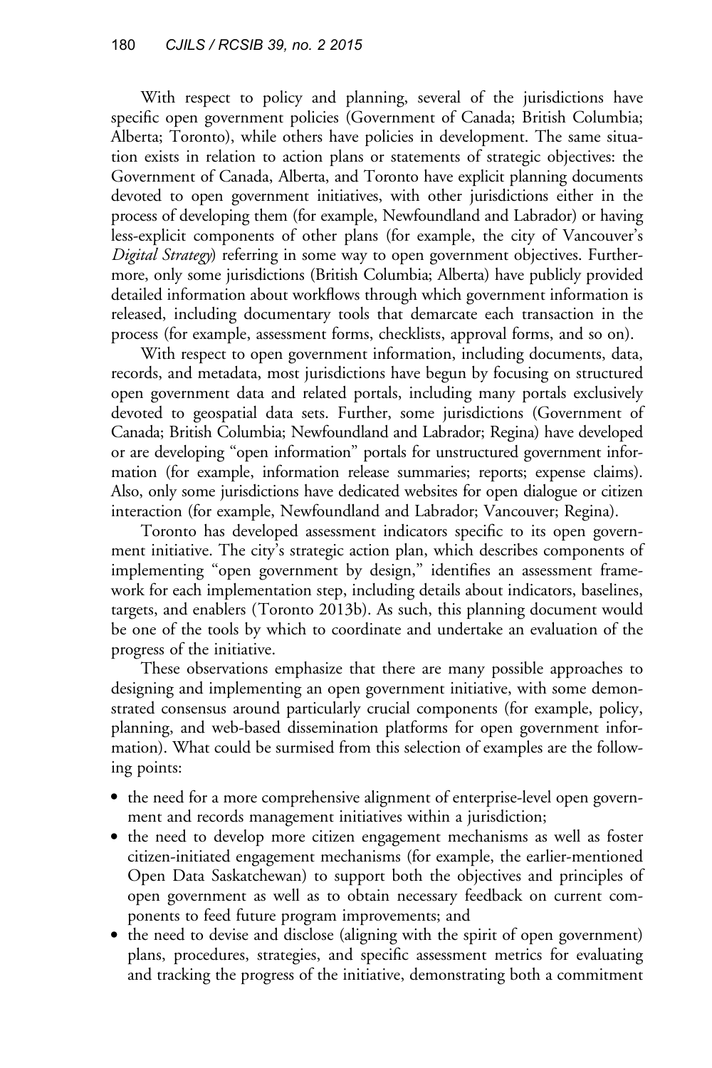With respect to policy and planning, several of the jurisdictions have specific open government policies (Government of Canada; British Columbia; Alberta; Toronto), while others have policies in development. The same situation exists in relation to action plans or statements of strategic objectives: the Government of Canada, Alberta, and Toronto have explicit planning documents devoted to open government initiatives, with other jurisdictions either in the process of developing them (for example, Newfoundland and Labrador) or having less-explicit components of other plans (for example, the city of Vancouver's *Digital Strategy*) referring in some way to open government objectives. Furthermore, only some jurisdictions (British Columbia; Alberta) have publicly provided detailed information about workflows through which government information is released, including documentary tools that demarcate each transaction in the process (for example, assessment forms, checklists, approval forms, and so on).

With respect to open government information, including documents, data, records, and metadata, most jurisdictions have begun by focusing on structured open government data and related portals, including many portals exclusively devoted to geospatial data sets. Further, some jurisdictions (Government of Canada; British Columbia; Newfoundland and Labrador; Regina) have developed or are developing "open information" portals for unstructured government information (for example, information release summaries; reports; expense claims). Also, only some jurisdictions have dedicated websites for open dialogue or citizen interaction (for example, Newfoundland and Labrador; Vancouver; Regina).

Toronto has developed assessment indicators specific to its open government initiative. The city's strategic action plan, which describes components of implementing "open government by design," identifies an assessment framework for each implementation step, including details about indicators, baselines, targets, and enablers (Toronto 2013b). As such, this planning document would be one of the tools by which to coordinate and undertake an evaluation of the progress of the initiative.

These observations emphasize that there are many possible approaches to designing and implementing an open government initiative, with some demonstrated consensus around particularly crucial components (for example, policy, planning, and web-based dissemination platforms for open government information). What could be surmised from this selection of examples are the following points:

- the need for a more comprehensive alignment of enterprise-level open government and records management initiatives within a jurisdiction;
- the need to develop more citizen engagement mechanisms as well as foster citizen-initiated engagement mechanisms (for example, the earlier-mentioned Open Data Saskatchewan) to support both the objectives and principles of open government as well as to obtain necessary feedback on current components to feed future program improvements; and
- the need to devise and disclose (aligning with the spirit of open government) plans, procedures, strategies, and specific assessment metrics for evaluating and tracking the progress of the initiative, demonstrating both a commitment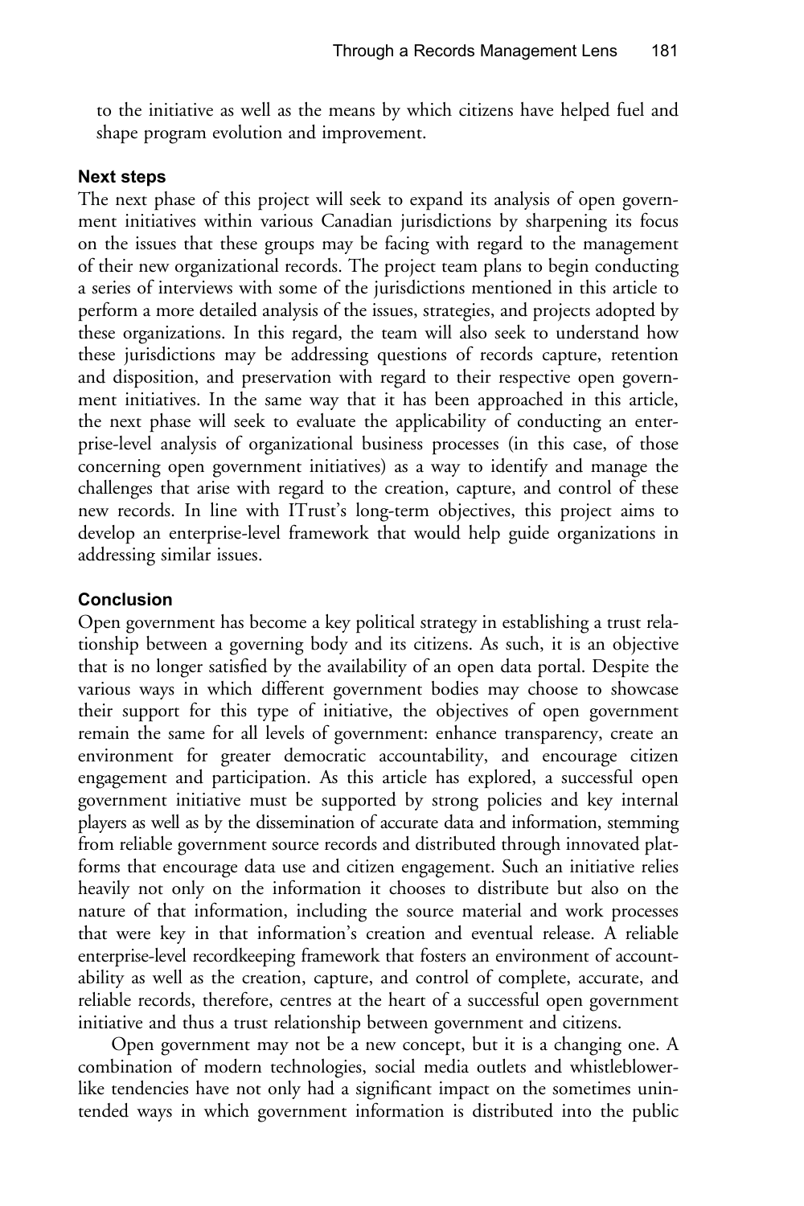to the initiative as well as the means by which citizens have helped fuel and shape program evolution and improvement.

### Next steps

The next phase of this project will seek to expand its analysis of open government initiatives within various Canadian jurisdictions by sharpening its focus on the issues that these groups may be facing with regard to the management of their new organizational records. The project team plans to begin conducting a series of interviews with some of the jurisdictions mentioned in this article to perform a more detailed analysis of the issues, strategies, and projects adopted by these organizations. In this regard, the team will also seek to understand how these jurisdictions may be addressing questions of records capture, retention and disposition, and preservation with regard to their respective open government initiatives. In the same way that it has been approached in this article, the next phase will seek to evaluate the applicability of conducting an enterprise-level analysis of organizational business processes (in this case, of those concerning open government initiatives) as a way to identify and manage the challenges that arise with regard to the creation, capture, and control of these new records. In line with ITrust's long-term objectives, this project aims to develop an enterprise-level framework that would help guide organizations in addressing similar issues.

### Conclusion

Open government has become a key political strategy in establishing a trust relationship between a governing body and its citizens. As such, it is an objective that is no longer satisfied by the availability of an open data portal. Despite the various ways in which different government bodies may choose to showcase their support for this type of initiative, the objectives of open government remain the same for all levels of government: enhance transparency, create an environment for greater democratic accountability, and encourage citizen engagement and participation. As this article has explored, a successful open government initiative must be supported by strong policies and key internal players as well as by the dissemination of accurate data and information, stemming from reliable government source records and distributed through innovated platforms that encourage data use and citizen engagement. Such an initiative relies heavily not only on the information it chooses to distribute but also on the nature of that information, including the source material and work processes that were key in that information's creation and eventual release. A reliable enterprise-level recordkeeping framework that fosters an environment of accountability as well as the creation, capture, and control of complete, accurate, and reliable records, therefore, centres at the heart of a successful open government initiative and thus a trust relationship between government and citizens.

Open government may not be a new concept, but it is a changing one. A combination of modern technologies, social media outlets and whistleblower-like tendencies have not only had a significant impact on the sometimes unintended ways in which government information is distributed into the public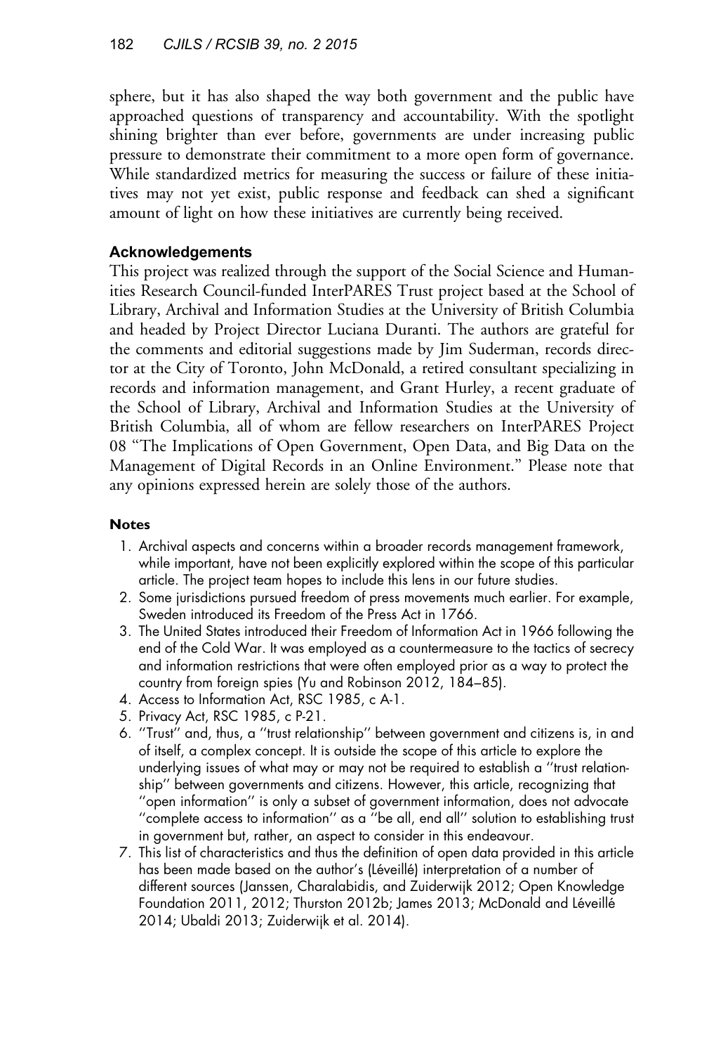sphere, but it has also shaped the way both government and the public have approached questions of transparency and accountability. With the spotlight shining brighter than ever before, governments are under increasing public pressure to demonstrate their commitment to a more open form of governance. While standardized metrics for measuring the success or failure of these initiatives may not yet exist, public response and feedback can shed a significant amount of light on how these initiatives are currently being received.

### Acknowledgements

This project was realized through the support of the Social Science and Humanities Research Council-funded InterPARES Trust project based at the School of Library, Archival and Information Studies at the University of British Columbia and headed by Project Director Luciana Duranti. The authors are grateful for the comments and editorial suggestions made by Jim Suderman, records director at the City of Toronto, John McDonald, a retired consultant specializing in records and information management, and Grant Hurley, a recent graduate of the School of Library, Archival and Information Studies at the University of British Columbia, all of whom are fellow researchers on InterPARES Project 08 "The Implications of Open Government, Open Data, and Big Data on the Management of Digital Records in an Online Environment." Please note that any opinions expressed herein are solely those of the authors.

### Notes

1. Archival aspects and concerns within a broader records management framework, while important, have not been explicitly explored within the scope of this particular article. The project team hopes to include this lens in our future studies.
2. Some jurisdictions pursued freedom of press movements much earlier. For example, Sweden introduced its Freedom of the Press Act in 1766.
3. The United States introduced their Freedom of Information Act in 1966 following the end of the Cold War. It was employed as a countermeasure to the tactics of secrecy and information restrictions that were often employed prior as a way to protect the country from foreign spies (Yu and Robinson 2012, 184–85).
4. Access to Information Act, RSC 1985, c A-1.
5. Privacy Act, RSC 1985, c P-21.
6. "Trust" and, thus, a "trust relationship" between government and citizens is, in and of itself, a complex concept. It is outside the scope of this article to explore the underlying issues of what may or may not be required to establish a "trust relationship" between governments and citizens. However, this article, recognizing that "open information" is only a subset of government information, does not advocate "complete access to information" as a "be all, end all" solution to establishing trust in government but, rather, an aspect to consider in this endeavour.
7. This list of characteristics and thus the definition of open data provided in this article has been made based on the author's (Léveillé) interpretation of a number of different sources (Janssen, Charalabidis, and Zuiderwijk 2012; Open Knowledge Foundation 2011, 2012; Thurston 2012b; James 2013; McDonald and Léveillé 2014; Ubaldi 2013; Zuiderwijk et al. 2014).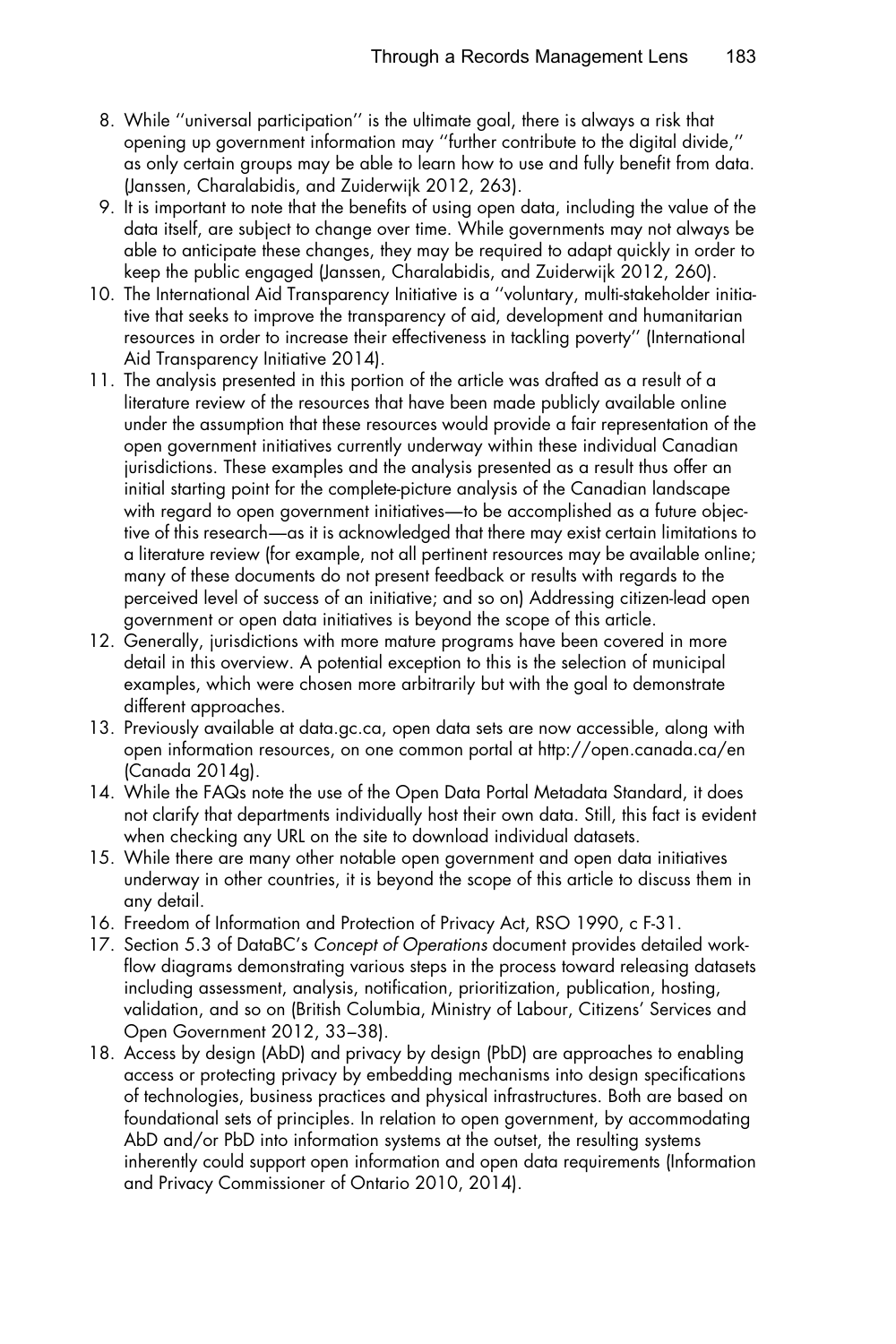8. While "universal participation" is the ultimate goal, there is always a risk that opening up government information may "further contribute to the digital divide," as only certain groups may be able to learn how to use and fully benefit from data. (Janssen, Charalabidis, and Zuiderwijk 2012, 263).
9. It is important to note that the benefits of using open data, including the value of the data itself, are subject to change over time. While governments may not always be able to anticipate these changes, they may be required to adapt quickly in order to keep the public engaged (Janssen, Charalabidis, and Zuiderwijk 2012, 260).
10. The International Aid Transparency Initiative is a "voluntary, multi-stakeholder initiative that seeks to improve the transparency of aid, development and humanitarian resources in order to increase their effectiveness in tackling poverty" (International Aid Transparency Initiative 2014).
11. The analysis presented in this portion of the article was drafted as a result of a literature review of the resources that have been made publicly available online under the assumption that these resources would provide a fair representation of the open government initiatives currently underway within these individual Canadian jurisdictions. These examples and the analysis presented as a result thus offer an initial starting point for the complete-picture analysis of the Canadian landscape with regard to open government initiatives—to be accomplished as a future objective of this research—as it is acknowledged that there may exist certain limitations to a literature review (for example, not all pertinent resources may be available online; many of these documents do not present feedback or results with regards to the perceived level of success of an initiative; and so on) Addressing citizen-lead open government or open data initiatives is beyond the scope of this article.
12. Generally, jurisdictions with more mature programs have been covered in more detail in this overview. A potential exception to this is the selection of municipal examples, which were chosen more arbitrarily but with the goal to demonstrate different approaches.
13. Previously available at data.gc.ca, open data sets are now accessible, along with open information resources, on one common portal at http://open.canada.ca/en (Canada 2014g).
14. While the FAQs note the use of the Open Data Portal Metadata Standard, it does not clarify that departments individually host their own data. Still, this fact is evident when checking any URL on the site to download individual datasets.
15. While there are many other notable open government and open data initiatives underway in other countries, it is beyond the scope of this article to discuss them in any detail.
16. Freedom of Information and Protection of Privacy Act, RSO 1990, c F-31.
17. Section 5.3 of DataBC's *Concept of Operations* document provides detailed workflow diagrams demonstrating various steps in the process toward releasing datasets including assessment, analysis, notification, prioritization, publication, hosting, validation, and so on (British Columbia, Ministry of Labour, Citizens' Services and Open Government 2012, 33–38).
18. Access by design (AbD) and privacy by design (PbD) are approaches to enabling access or protecting privacy by embedding mechanisms into design specifications of technologies, business practices and physical infrastructures. Both are based on foundational sets of principles. In relation to open government, by accommodating AbD and/or PbD into information systems at the outset, the resulting systems inherently could support open information and open data requirements (Information and Privacy Commissioner of Ontario 2010, 2014).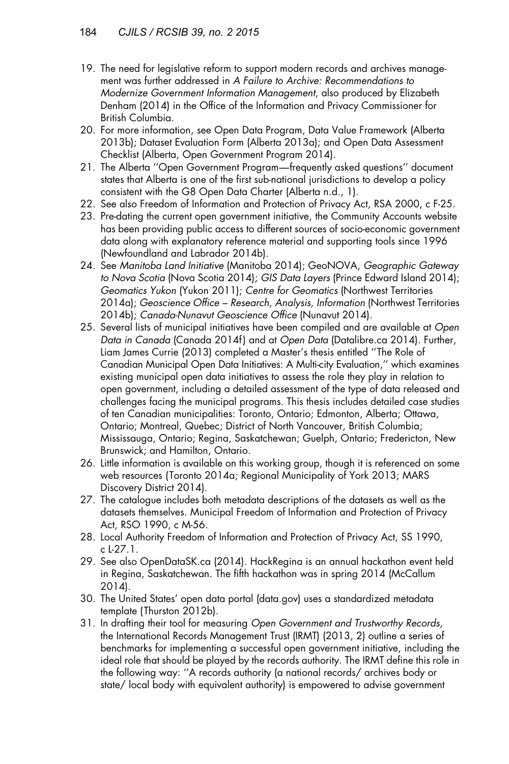19. The need for legislative reform to support modern records and archives management was further addressed in *A Failure to Archive: Recommendations to Modernize Government Information Management*, also produced by Elizabeth Denham (2014) in the Office of the Information and Privacy Commissioner for British Columbia.
20. For more information, see Open Data Program, Data Value Framework (Alberta 2013b); Dataset Evaluation Form (Alberta 2013a); and Open Data Assessment Checklist (Alberta, Open Government Program 2014).
21. The Alberta ''Open Government Program—frequently asked questions'' document states that Alberta is one of the first sub-national jurisdictions to develop a policy consistent with the G8 Open Data Charter (Alberta n.d., 1).
22. See also Freedom of Information and Protection of Privacy Act, RSA 2000, c F-25.
23. Pre-dating the current open government initiative, the Community Accounts website has been providing public access to different sources of socio-economic government data along with explanatory reference material and supporting tools since 1996 (Newfoundland and Labrador 2014b).
24. See *Manitoba Land Initiative* (Manitoba 2014); GeoNOVA, *Geographic Gateway to Nova Scotia* (Nova Scotia 2014); *GIS Data Layers* (Prince Edward Island 2014); *Geomatics Yukon* (Yukon 2011); *Centre for Geomatics* (Northwest Territories 2014a); *Geoscience Office – Research, Analysis, Information* (Northwest Territories 2014b); *Canada-Nunavut Geoscience Office* (Nunavut 2014).
25. Several lists of municipal initiatives have been compiled and are available at *Open Data in Canada* (Canada 2014f) and at *Open Data* (Datalibre.ca 2014). Further, Liam James Currie (2013) completed a Master's thesis entitled ''The Role of Canadian Municipal Open Data Initiatives: A Multi-city Evaluation,'' which examines existing municipal open data initiatives to assess the role they play in relation to open government, including a detailed assessment of the type of data released and challenges facing the municipal programs. This thesis includes detailed case studies of ten Canadian municipalities: Toronto, Ontario; Edmonton, Alberta; Ottawa, Ontario; Montreal, Quebec; District of North Vancouver, British Columbia; Mississauga, Ontario; Regina, Saskatchewan; Guelph, Ontario; Fredericton, New Brunswick; and Hamilton, Ontario.
26. Little information is available on this working group, though it is referenced on some web resources (Toronto 2014a; Regional Municipality of York 2013; MARS Discovery District 2014).
27. The catalogue includes both metadata descriptions of the datasets as well as the datasets themselves. Municipal Freedom of Information and Protection of Privacy Act, RSO 1990, c M-56.
28. Local Authority Freedom of Information and Protection of Privacy Act, SS 1990, c L-27.1.
29. See also OpenDataSK.ca (2014). HackRegina is an annual hackathon event held in Regina, Saskatchewan. The fifth hackathon was in spring 2014 (McCallum 2014).
30. The United States' open data portal (data.gov) uses a standardized metadata template (Thurston 2012b).
31. In drafting their tool for measuring *Open Government and Trustworthy Records*, the International Records Management Trust (IRMT) (2013, 2) outline a series of benchmarks for implementing a successful open government initiative, including the ideal role that should be played by the records authority. The IRMT define this role in the following way: ''A records authority (a national records/ archives body or state/ local body with equivalent authority) is empowered to advise government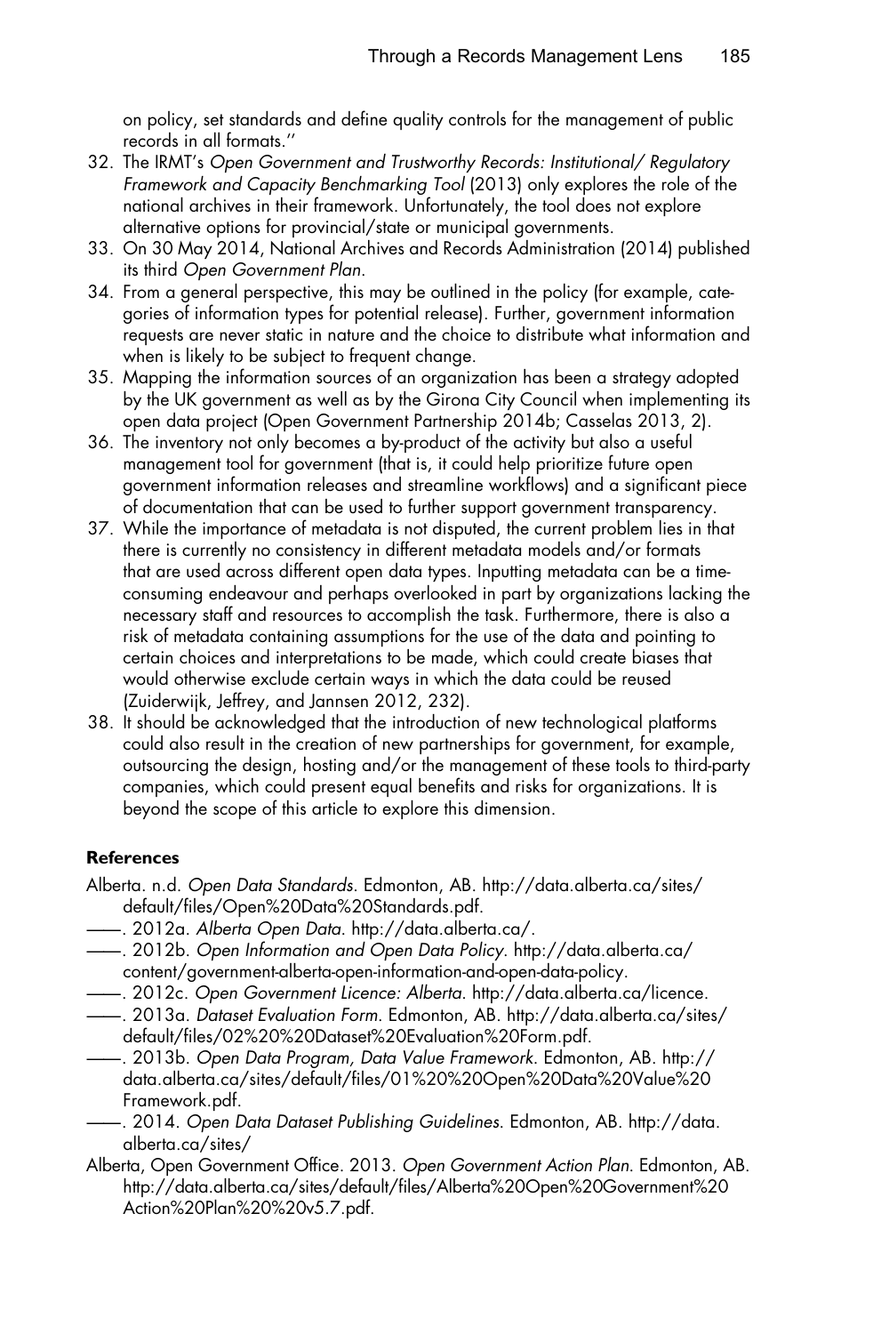on policy, set standards and define quality controls for the management of public records in all formats.''

32. The IRMT's *Open Government and Trustworthy Records: Institutional/ Regulatory Framework and Capacity Benchmarking Tool* (2013) only explores the role of the national archives in their framework. Unfortunately, the tool does not explore alternative options for provincial/state or municipal governments.
33. On 30 May 2014, National Archives and Records Administration (2014) published its third *Open Government Plan*.
34. From a general perspective, this may be outlined in the policy (for example, categories of information types for potential release). Further, government information requests are never static in nature and the choice to distribute what information and when is likely to be subject to frequent change.
35. Mapping the information sources of an organization has been a strategy adopted by the UK government as well as by the Girona City Council when implementing its open data project (Open Government Partnership 2014b; Casselas 2013, 2).
36. The inventory not only becomes a by-product of the activity but also a useful management tool for government (that is, it could help prioritize future open government information releases and streamline workflows) and a significant piece of documentation that can be used to further support government transparency.
37. While the importance of metadata is not disputed, the current problem lies in that there is currently no consistency in different metadata models and/or formats that are used across different open data types. Inputting metadata can be a time-consuming endeavour and perhaps overlooked in part by organizations lacking the necessary staff and resources to accomplish the task. Furthermore, there is also a risk of metadata containing assumptions for the use of the data and pointing to certain choices and interpretations to be made, which could create biases that would otherwise exclude certain ways in which the data could be reused (Zuiderwijk, Jeffrey, and Jannsen 2012, 232).
38. It should be acknowledged that the introduction of new technological platforms could also result in the creation of new partnerships for government, for example, outsourcing the design, hosting and/or the management of these tools to third-party companies, which could present equal benefits and risks for organizations. It is beyond the scope of this article to explore this dimension.

**References**

Alberta. n.d. *Open Data Standards*. Edmonton, AB. http://data.alberta.ca/sites/default/files/Open%20Data%20Standards.pdf.

——. 2012a. *Alberta Open Data*. http://data.alberta.ca/.

——. 2012b. *Open Information and Open Data Policy*. http://data.alberta.ca/content/government-alberta-open-information-and-open-data-policy.

——. 2012c. *Open Government Licence: Alberta*. http://data.alberta.ca/licence.

——. 2013a. *Dataset Evaluation Form*. Edmonton, AB. http://data.alberta.ca/sites/default/files/02%20%20Dataset%20Evaluation%20Form.pdf.

——. 2013b. *Open Data Program, Data Value Framework*. Edmonton, AB. http://data.alberta.ca/sites/default/files/01%20%20Open%20Data%20Value%20Framework.pdf.

——. 2014. *Open Data Dataset Publishing Guidelines*. Edmonton, AB. http://data.alberta.ca/sites/

Alberta, Open Government Office. 2013. *Open Government Action Plan*. Edmonton, AB. http://data.alberta.ca/sites/default/files/Alberta%20Open%20Government%20Action%20Plan%20%20v5.7.pdf.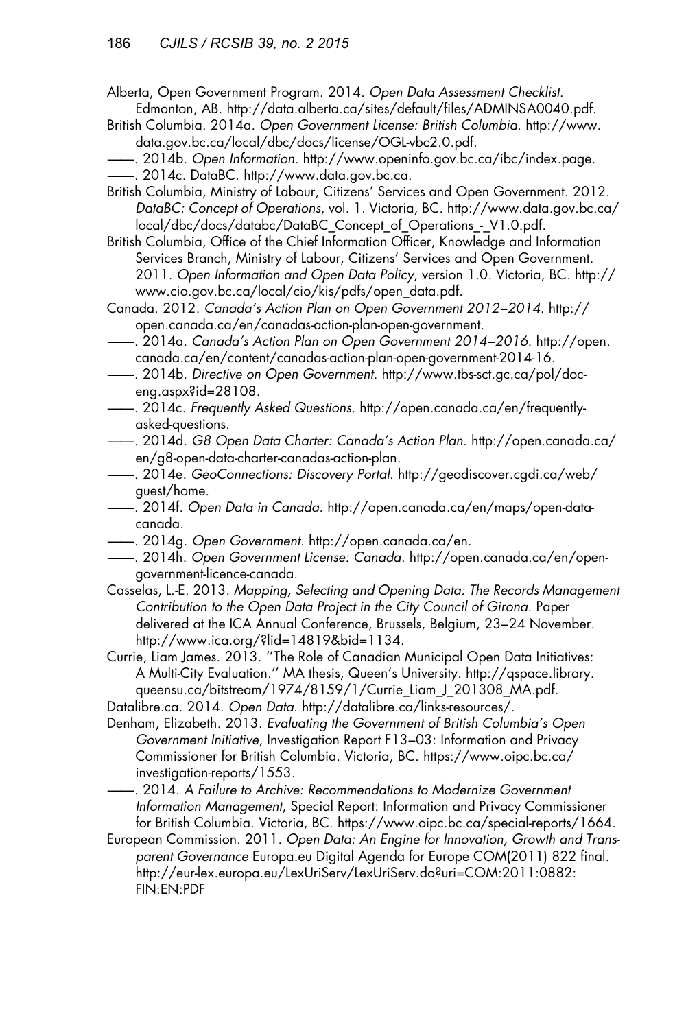Alberta, Open Government Program. 2014. *Open Data Assessment Checklist*. Edmonton, AB. http://data.alberta.ca/sites/default/files/ADMINSA0040.pdf.

British Columbia. 2014a. *Open Government License: British Columbia*. http://www.data.gov.bc.ca/local/dbc/docs/license/OGL-vbc2.0.pdf.

——. 2014b. *Open Information*. http://www.openinfo.gov.bc.ca/ibc/index.page.

——. 2014c. DataBC. http://www.data.gov.bc.ca.

British Columbia, Ministry of Labour, Citizens' Services and Open Government. 2012. *DataBC: Concept of Operations*, vol. 1. Victoria, BC. http://www.data.gov.bc.ca/local/dbc/docs/databc/DataBC_Concept_of_Operations_-_V1.0.pdf.

British Columbia, Office of the Chief Information Officer, Knowledge and Information Services Branch, Ministry of Labour, Citizens' Services and Open Government. 2011. *Open Information and Open Data Policy*, version 1.0. Victoria, BC. http://www.cio.gov.bc.ca/local/cio/kis/pdfs/open_data.pdf.

Canada. 2012. *Canada's Action Plan on Open Government 2012–2014*. http://open.canada.ca/en/canadas-action-plan-open-government.

——. 2014a. *Canada's Action Plan on Open Government 2014–2016*. http://open.canada.ca/en/content/canadas-action-plan-open-government-2014-16.

——. 2014b. *Directive on Open Government*. http://www.tbs-sct.gc.ca/pol/doc-eng.aspx?id=28108.

——. 2014c. *Frequently Asked Questions*. http://open.canada.ca/en/frequently-asked-questions.

——. 2014d. *G8 Open Data Charter: Canada's Action Plan*. http://open.canada.ca/en/g8-open-data-charter-canadas-action-plan.

——. 2014e. *GeoConnections: Discovery Portal*. http://geodiscover.cgdi.ca/web/guest/home.

——. 2014f. *Open Data in Canada*. http://open.canada.ca/en/maps/open-data-canada.

——. 2014g. *Open Government*. http://open.canada.ca/en.

——. 2014h. *Open Government License: Canada*. http://open.canada.ca/en/open-government-licence-canada.

Casselas, L.-E. 2013. *Mapping, Selecting and Opening Data: The Records Management Contribution to the Open Data Project in the City Council of Girona*. Paper delivered at the ICA Annual Conference, Brussels, Belgium, 23–24 November. http://www.ica.org/?lid=14819&bid=1134.

Currie, Liam James. 2013. "The Role of Canadian Municipal Open Data Initiatives: A Multi-City Evaluation." MA thesis, Queen's University. http://qspace.library.queensu.ca/bitstream/1974/8159/1/Currie_Liam_J_201308_MA.pdf.

Datalibre.ca. 2014. *Open Data*. http://datalibre.ca/links-resources/.

Denham, Elizabeth. 2013. *Evaluating the Government of British Columbia's Open Government Initiative*, Investigation Report F13–03: Information and Privacy Commissioner for British Columbia. Victoria, BC. https://www.oipc.bc.ca/investigation-reports/1553.

——. 2014. *A Failure to Archive: Recommendations to Modernize Government Information Management*, Special Report: Information and Privacy Commissioner for British Columbia. Victoria, BC. https://www.oipc.bc.ca/special-reports/1664.

European Commission. 2011. *Open Data: An Engine for Innovation, Growth and Transparent Governance* Europa.eu Digital Agenda for Europe COM(2011) 822 final. http://eur-lex.europa.eu/LexUriServ/LexUriServ.do?uri=COM:2011:0882:FIN:EN:PDF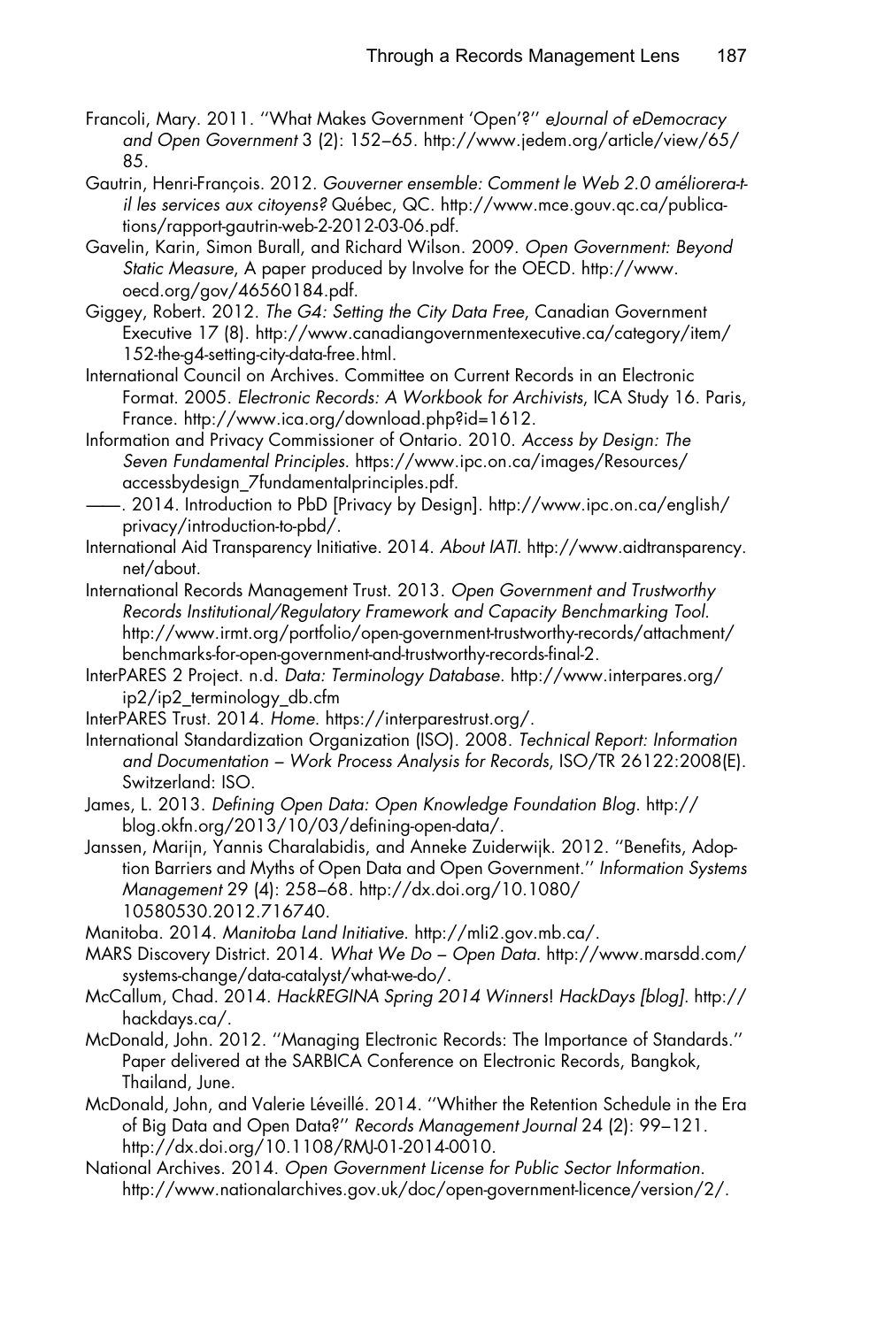Francoli, Mary. 2011. ''What Makes Government 'Open'?'' *eJournal of eDemocracy and Open Government* 3 (2): 152–65. http://www.jedem.org/article/view/65/85.

Gautrin, Henri-François. 2012. *Gouverner ensemble: Comment le Web 2.0 améliorera-t-il les services aux citoyens?* Québec, QC. http://www.mce.gouv.qc.ca/publications/rapport-gautrin-web-2-2012-03-06.pdf.

Gavelin, Karin, Simon Burall, and Richard Wilson. 2009. *Open Government: Beyond Static Measure*, A paper produced by Involve for the OECD. http://www.oecd.org/gov/46560184.pdf.

Giggey, Robert. 2012. *The G4: Setting the City Data Free*, Canadian Government Executive 17 (8). http://www.canadiangovernmentexecutive.ca/category/item/152-the-g4-setting-city-data-free.html.

International Council on Archives. Committee on Current Records in an Electronic Format. 2005. *Electronic Records: A Workbook for Archivists*, ICA Study 16. Paris, France. http://www.ica.org/download.php?id=1612.

Information and Privacy Commissioner of Ontario. 2010. *Access by Design: The Seven Fundamental Principles*. https://www.ipc.on.ca/images/Resources/accessbydesign_7fundamentalprinciples.pdf.

——. 2014. Introduction to PbD [Privacy by Design]. http://www.ipc.on.ca/english/privacy/introduction-to-pbd/.

International Aid Transparency Initiative. 2014. *About IATI*. http://www.aidtransparency.net/about.

International Records Management Trust. 2013. *Open Government and Trustworthy Records Institutional/Regulatory Framework and Capacity Benchmarking Tool*. http://www.irmt.org/portfolio/open-government-trustworthy-records/attachment/benchmarks-for-open-government-and-trustworthy-records-final-2.

InterPARES 2 Project. n.d. *Data: Terminology Database*. http://www.interpares.org/ip2/ip2_terminology_db.cfm

InterPARES Trust. 2014. *Home*. https://interparestrust.org/.

International Standardization Organization (ISO). 2008. *Technical Report: Information and Documentation – Work Process Analysis for Records*, ISO/TR 26122:2008(E). Switzerland: ISO.

James, L. 2013. *Defining Open Data: Open Knowledge Foundation Blog*. http://blog.okfn.org/2013/10/03/defining-open-data/.

Janssen, Marijn, Yannis Charalabidis, and Anneke Zuiderwijk. 2012. ''Benefits, Adoption Barriers and Myths of Open Data and Open Government.'' *Information Systems Management* 29 (4): 258–68. http://dx.doi.org/10.1080/10580530.2012.716740.

Manitoba. 2014. *Manitoba Land Initiative*. http://mli2.gov.mb.ca/.

MARS Discovery District. 2014. *What We Do – Open Data*. http://www.marsdd.com/systems-change/data-catalyst/what-we-do/.

McCallum, Chad. 2014. *HackREGINA Spring 2014 Winners! HackDays [blog]*. http://hackdays.ca/.

McDonald, John. 2012. ''Managing Electronic Records: The Importance of Standards.'' Paper delivered at the SARBICA Conference on Electronic Records, Bangkok, Thailand, June.

McDonald, John, and Valerie Léveillé. 2014. ''Whither the Retention Schedule in the Era of Big Data and Open Data?'' *Records Management Journal* 24 (2): 99–121. http://dx.doi.org/10.1108/RMJ-01-2014-0010.

National Archives. 2014. *Open Government License for Public Sector Information*. http://www.nationalarchives.gov.uk/doc/open-government-licence/version/2/.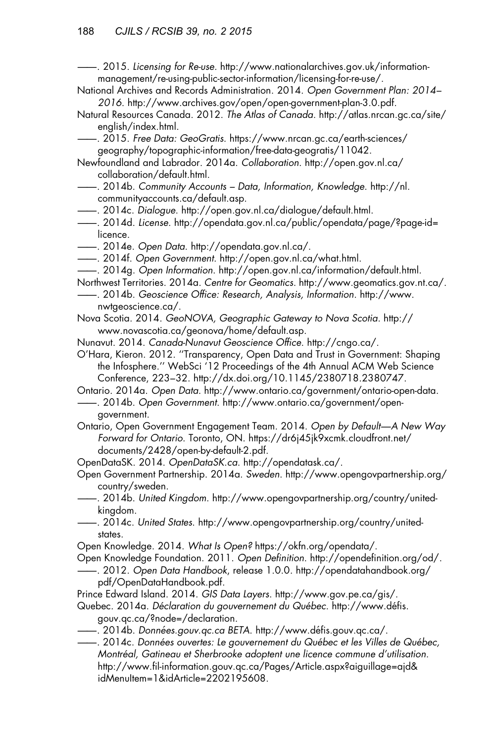——. 2015. *Licensing for Re-use*. http://www.nationalarchives.gov.uk/information-management/re-using-public-sector-information/licensing-for-re-use/.

National Archives and Records Administration. 2014. *Open Government Plan: 2014–2016*. http://www.archives.gov/open/open-government-plan-3.0.pdf.

Natural Resources Canada. 2012. *The Atlas of Canada*. http://atlas.nrcan.gc.ca/site/english/index.html.

——. 2015. *Free Data: GeoGratis*. https://www.nrcan.gc.ca/earth-sciences/geography/topographic-information/free-data-geogratis/11042.

Newfoundland and Labrador. 2014a. *Collaboration*. http://open.gov.nl.ca/collaboration/default.html.

——. 2014b. *Community Accounts – Data, Information, Knowledge*. http://nl.communityaccounts.ca/default.asp.

——. 2014c. *Dialogue*. http://open.gov.nl.ca/dialogue/default.html.

——. 2014d. *License*. http://opendata.gov.nl.ca/public/opendata/page/?page-id=licence.

——. 2014e. *Open Data*. http://opendata.gov.nl.ca/.

——. 2014f. *Open Government*. http://open.gov.nl.ca/what.html.

——. 2014g. *Open Information*. http://open.gov.nl.ca/information/default.html.

Northwest Territories. 2014a. *Centre for Geomatics*. http://www.geomatics.gov.nt.ca/.

——. 2014b. *Geoscience Office: Research, Analysis, Information*. http://www.nwtgeoscience.ca/.

Nova Scotia. 2014. *GeoNOVA, Geographic Gateway to Nova Scotia*. http://www.novascotia.ca/geonova/home/default.asp.

Nunavut. 2014. *Canada-Nunavut Geoscience Office*. http://cngo.ca/.

O'Hara, Kieron. 2012. ''Transparency, Open Data and Trust in Government: Shaping the Infosphere.'' WebSci '12 Proceedings of the 4th Annual ACM Web Science Conference, 223–32. http://dx.doi.org/10.1145/2380718.2380747.

Ontario. 2014a. *Open Data*. http://www.ontario.ca/government/ontario-open-data.

——. 2014b. *Open Government*. http://www.ontario.ca/government/open-government.

Ontario, Open Government Engagement Team. 2014. *Open by Default—A New Way Forward for Ontario*. Toronto, ON. https://dr6j45jk9xcmk.cloudfront.net/documents/2428/open-by-default-2.pdf.

OpenDataSK. 2014. *OpenDataSK.ca*. http://opendatask.ca/.

Open Government Partnership. 2014a. *Sweden*. http://www.opengovpartnership.org/country/sweden.

——. 2014b. *United Kingdom*. http://www.opengovpartnership.org/country/united-kingdom.

——. 2014c. *United States*. http://www.opengovpartnership.org/country/united-states.

Open Knowledge. 2014. *What Is Open?* https://okfn.org/opendata/.

Open Knowledge Foundation. 2011. *Open Definition*. http://opendefinition.org/od/.

——. 2012. *Open Data Handbook*, release 1.0.0. http://opendatahandbook.org/pdf/OpenDataHandbook.pdf.

Prince Edward Island. 2014. *GIS Data Layers*. http://www.gov.pe.ca/gis/.

Quebec. 2014a. *Déclaration du gouvernement du Québec*. http://www.défis.gouv.qc.ca/?node=/declaration.

——. 2014b. *Données.gouv.qc.ca BETA*. http://www.défis.gouv.qc.ca/.

——. 2014c. *Données ouvertes: Le gouvernement du Québec et les Villes de Québec, Montréal, Gatineau et Sherbrooke adoptent une licence commune d'utilisation*. http://www.fil-information.gouv.qc.ca/Pages/Article.aspx?aiguillage=ajd&idMenuItem=1&idArticle=2202195608.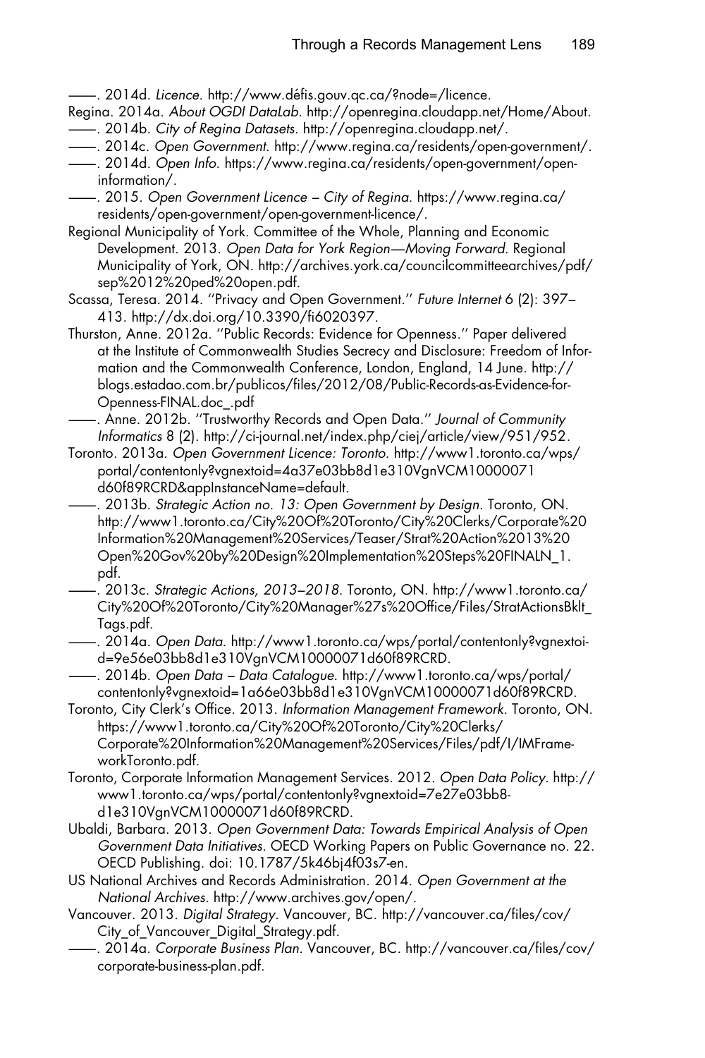——. 2014d. *Licence*. http://www.défis.gouv.qc.ca/?node=/licence.

Regina. 2014a. *About OGDI DataLab*. http://openregina.cloudapp.net/Home/About.

——. 2014b. *City of Regina Datasets*. http://openregina.cloudapp.net/.

——. 2014c. *Open Government*. http://www.regina.ca/residents/open-government/.

——. 2014d. *Open Info*. https://www.regina.ca/residents/open-government/open-information/.

——. 2015. *Open Government Licence – City of Regina*. https://www.regina.ca/residents/open-government/open-government-licence/.

Regional Municipality of York. Committee of the Whole, Planning and Economic Development. 2013. *Open Data for York Region—Moving Forward*. Regional Municipality of York, ON. http://archives.york.ca/councilcommitteearchives/pdf/sep%2012%20ped%20open.pdf.

Scassa, Teresa. 2014. ''Privacy and Open Government.'' *Future Internet* 6 (2): 397–413. http://dx.doi.org/10.3390/fi6020397.

Thurston, Anne. 2012a. ''Public Records: Evidence for Openness.'' Paper delivered at the Institute of Commonwealth Studies Secrecy and Disclosure: Freedom of Information and the Commonwealth Conference, London, England, 14 June. http://blogs.estadao.com.br/publicos/files/2012/08/Public-Records-as-Evidence-for-Openness-FINAL.doc_.pdf

——. Anne. 2012b. ''Trustworthy Records and Open Data.'' *Journal of Community Informatics* 8 (2). http://ci-journal.net/index.php/ciej/article/view/951/952.

Toronto. 2013a. *Open Government Licence: Toronto*. http://www1.toronto.ca/wps/portal/contentonly?vgnextoid=4a37e03bb8d1e310VgnVCM10000071d60f89RCRD&appInstanceName=default.

——. 2013b. *Strategic Action no. 13: Open Government by Design*. Toronto, ON. http://www1.toronto.ca/City%20Of%20Toronto/City%20Clerks/Corporate%20Information%20Management%20Services/Teaser/Strat%20Action%2013%20Open%20Gov%20by%20Design%20Implementation%20Steps%20FINALN_1.pdf.

——. 2013c. *Strategic Actions, 2013–2018*. Toronto, ON. http://www1.toronto.ca/City%20Of%20Toronto/City%20Manager%27s%20Office/Files/StratActionsBklt_Tags.pdf.

——. 2014a. *Open Data*. http://www1.toronto.ca/wps/portal/contentonly?vgnextoid=9e56e03bb8d1e310VgnVCM10000071d60f89RCRD.

——. 2014b. *Open Data – Data Catalogue*. http://www1.toronto.ca/wps/portal/contentonly?vgnextoid=1a66e03bb8d1e310VgnVCM10000071d60f89RCRD.

Toronto, City Clerk's Office. 2013. *Information Management Framework*. Toronto, ON. https://www1.toronto.ca/City%20Of%20Toronto/City%20Clerks/Corporate%20Information%20Management%20Services/Files/pdf/I/IMFrameworkToronto.pdf.

Toronto, Corporate Information Management Services. 2012. *Open Data Policy*. http://www1.toronto.ca/wps/portal/contentonly?vgnextoid=7e27e03bb8d1e310VgnVCM10000071d60f89RCRD.

Ubaldi, Barbara. 2013. *Open Government Data: Towards Empirical Analysis of Open Government Data Initiatives*. OECD Working Papers on Public Governance no. 22. OECD Publishing. doi: 10.1787/5k46bj4f03s7-en.

US National Archives and Records Administration. 2014. *Open Government at the National Archives*. http://www.archives.gov/open/.

Vancouver. 2013. *Digital Strategy*. Vancouver, BC. http://vancouver.ca/files/cov/City_of_Vancouver_Digital_Strategy.pdf.

——. 2014a. *Corporate Business Plan*. Vancouver, BC. http://vancouver.ca/files/cov/corporate-business-plan.pdf.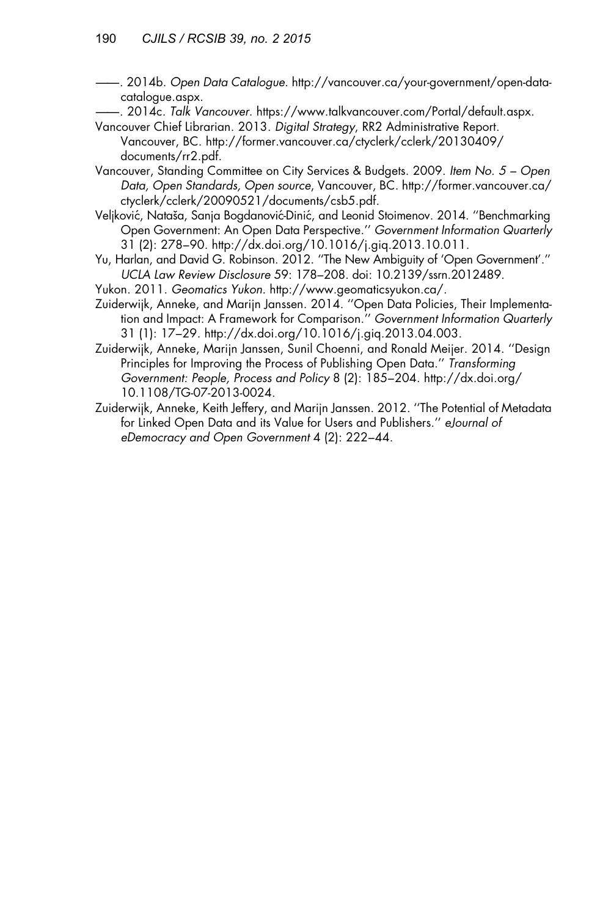——. 2014b. *Open Data Catalogue*. http://vancouver.ca/your-government/open-data-catalogue.aspx.

——. 2014c. *Talk Vancouver*. https://www.talkvancouver.com/Portal/default.aspx.

Vancouver Chief Librarian. 2013. *Digital Strategy*, RR2 Administrative Report. Vancouver, BC. http://former.vancouver.ca/ctyclerk/cclerk/20130409/documents/rr2.pdf.

Vancouver, Standing Committee on City Services & Budgets. 2009. *Item No. 5 – Open Data, Open Standards, Open source*, Vancouver, BC. http://former.vancouver.ca/ctyclerk/cclerk/20090521/documents/csb5.pdf.

Veljković, Nataša, Sanja Bogdanović-Dinić, and Leonid Stoimenov. 2014. ''Benchmarking Open Government: An Open Data Perspective.'' *Government Information Quarterly* 31 (2): 278–90. http://dx.doi.org/10.1016/j.giq.2013.10.011.

Yu, Harlan, and David G. Robinson. 2012. ''The New Ambiguity of 'Open Government'.'' *UCLA Law Review Disclosure* 59: 178–208. doi: 10.2139/ssrn.2012489.

Yukon. 2011. *Geomatics Yukon*. http://www.geomaticsyukon.ca/.

Zuiderwijk, Anneke, and Marijn Janssen. 2014. ''Open Data Policies, Their Implementation and Impact: A Framework for Comparison.'' *Government Information Quarterly* 31 (1): 17–29. http://dx.doi.org/10.1016/j.giq.2013.04.003.

Zuiderwijk, Anneke, Marijn Janssen, Sunil Choenni, and Ronald Meijer. 2014. ''Design Principles for Improving the Process of Publishing Open Data.'' *Transforming Government: People, Process and Policy* 8 (2): 185–204. http://dx.doi.org/10.1108/TG-07-2013-0024.

Zuiderwijk, Anneke, Keith Jeffery, and Marijn Janssen. 2012. ''The Potential of Metadata for Linked Open Data and its Value for Users and Publishers.'' *eJournal of eDemocracy and Open Government* 4 (2): 222–44.